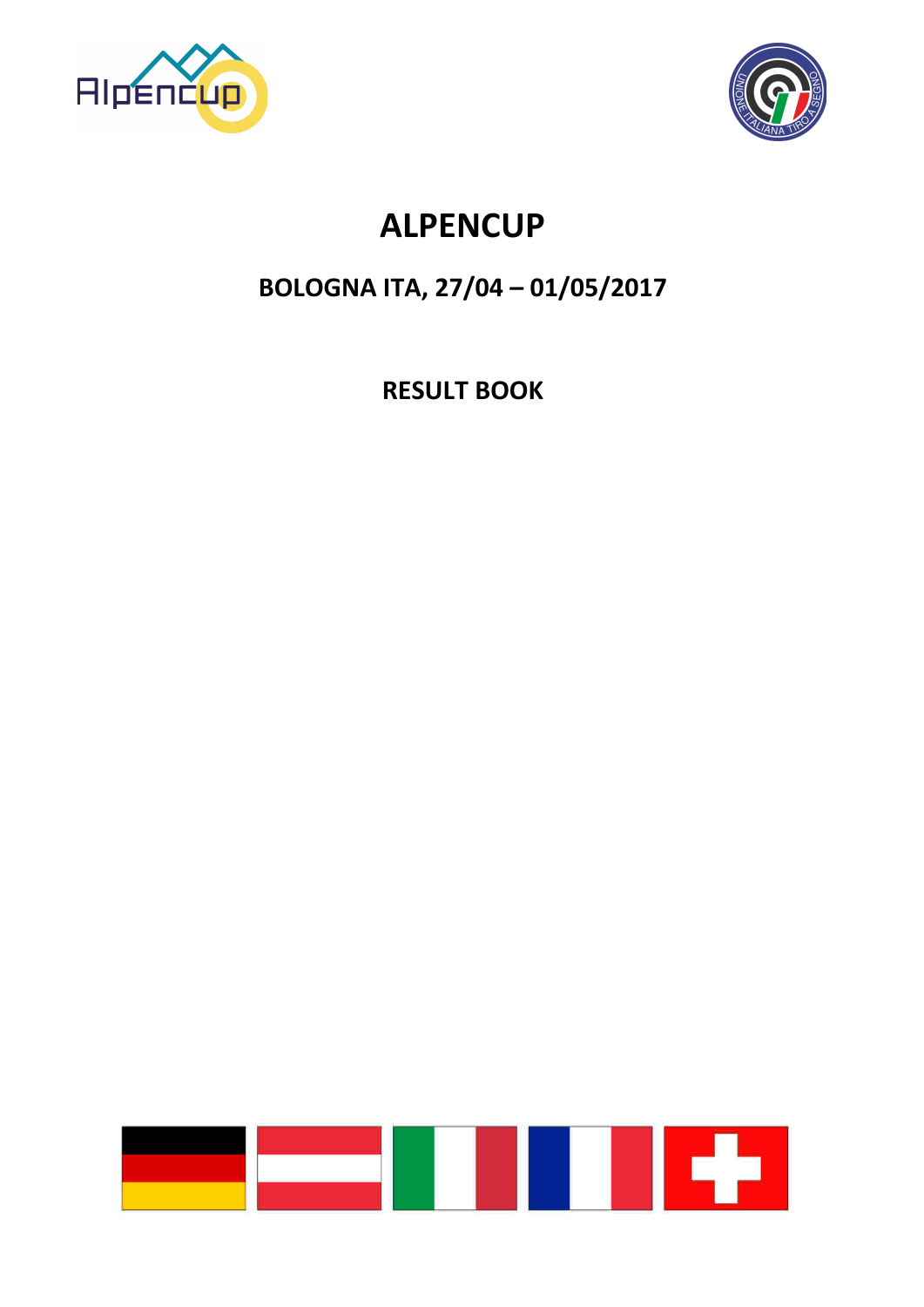# ALPENCUP

## BOLOGNA ITA, 27/04 – 01/05/2017

## RESULT BOOK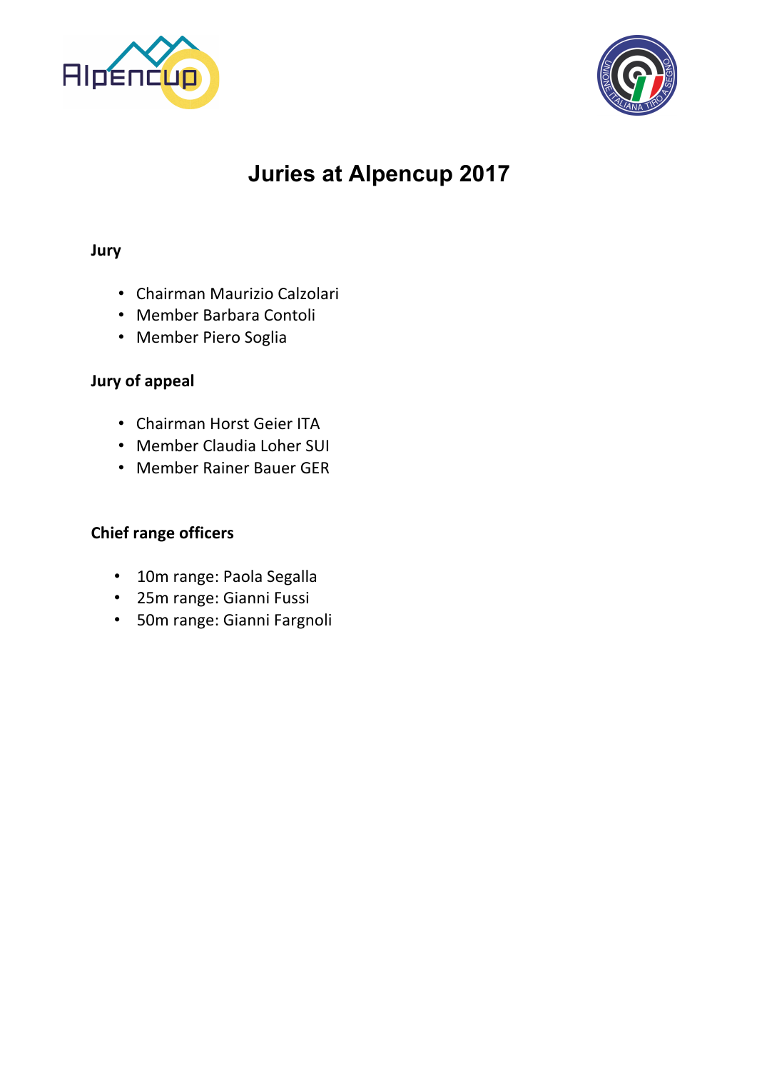# Juries at Alpencup 2017

**Jury**

- Chairman Maurizio Calzolari
- Member Barbara Contoli
- Member Piero Soglia

**Jury of appeal**

- Chairman Horst Geier ITA
- Member Claudia Loher SUI
- Member Rainer Bauer GER

**Chief range officers**

- 10m range: Paola Segalla
- 25m range: Gianni Fussi
- 50m range: Gianni Fargnoli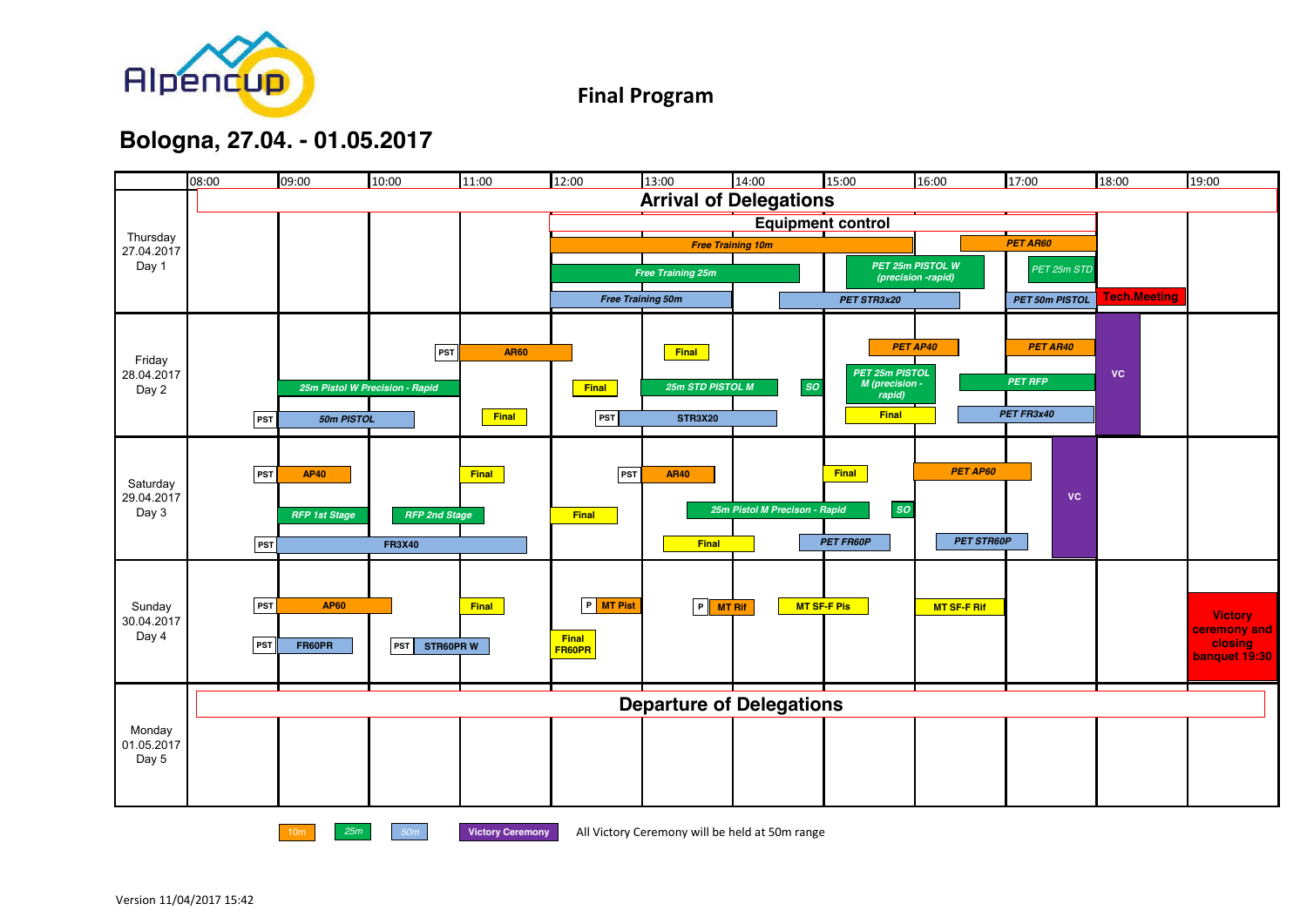Alpencup

# Final Program

## Bologna, 27.04. - 01.05.2017

| | 08:00 | 09:00 | 10:00 | 11:00 | 12:00 | 13:00 | 14:00 | 15:00 | 16:00 | 17:00 | 18:00 | 19:00 |
|---|---|---|---|---|---|---|---|---|---|---|---|---|
| Thursday 27.04.2017 Day 1 | Arrival of Delegations | | | | | | | | | | | |
| | | | | | Equipment control | | | | | | | |
| | | | | | Free Training 10m | | | | | PET AR60 | | |
| | | | | | Free Training 25m | | | PET 25m PISTOL W (precision -rapid) | | PET 25m STD | | |
| | | | | | Free Training 50m | | PET STR3x20 | | | PET 50m PISTOL | Tech.Meeting | |
| Friday 28.04.2017 Day 2 | | | | PST | AR60 | Final | | PET AP40 | | PET AR40 | VC | |
| | | 25m Pistol W Precision - Rapid | | | Final | 25m STD PISTOL M | SO | PET 25m PISTOL M (precision - rapid) | PET RFP | | | |
| | PST | 50m PISTOL | | Final | PST | STR3X20 | | Final | PET FR3x40 | | | |
| Saturday 29.04.2017 Day 3 | PST | AP40 | | Final | PST | AR40 | | Final | PET AP60 | VC | | |
| | | RFP 1st Stage | RFP 2nd Stage | | Final | 25m Pistol M Precison - Rapid | | SO | | | | |
| | PST | FR3X40 | | | | Final | | PET FR60P | PET STR60P | | | |
| Sunday 30.04.2017 Day 4 | PST | AP60 | | Final | P MT Pist | P MT Rif | MT SF-F Pis | | MT SF-F Rif | | | Victory ceremony and closing banquet 19:30 |
| | PST | FR60PR | PST STR60PR W | | Final FR60PR | | | | | | | |
| Monday 01.05.2017 Day 5 | Departure of Delegations | | | | | | | | | | | |

Legend: 10m | 25m | 50m | Victory Ceremony

All Victory Ceremony will be held at 50m range

Version 11/04/2017 15:42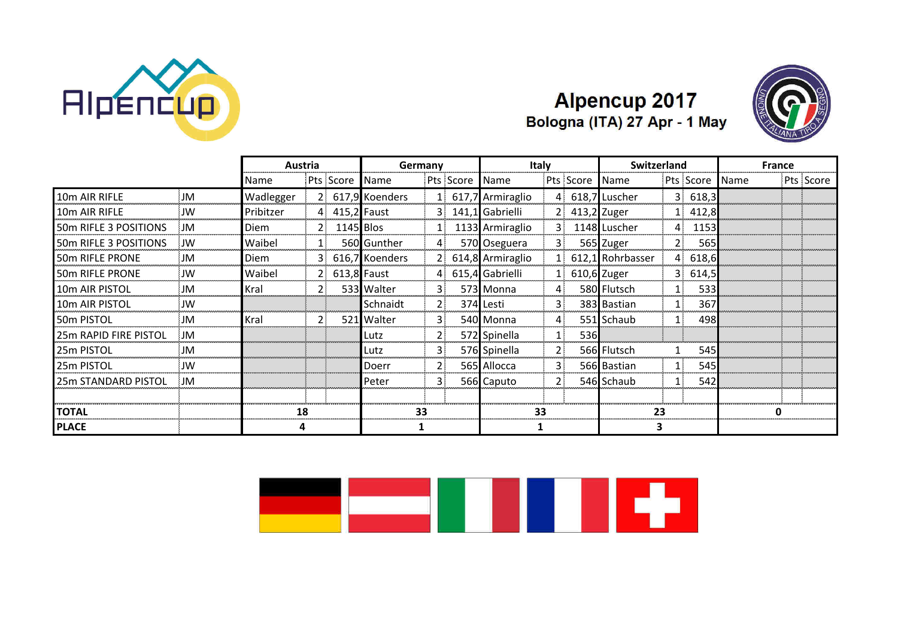# Alpencup 2017

## Bologna (ITA) 27 Apr - 1 May

| | | Austria | | | Germany | | | Italy | | | Switzerland | | | France | | |
|---|---|---|---|---|---|---|---|---|---|---|---|---|---|---|---|---|
| | | Name | Pts | Score | Name | Pts | Score | Name | Pts | Score | Name | Pts | Score | Name | Pts | Score |
| 10m AIR RIFLE | JM | Wadlegger | 2 | 617,9 | Koenders | 1 | 617,7 | Armiraglio | 4 | 618,7 | Luscher | 3 | 618,3 | | | |
| 10m AIR RIFLE | JW | Pribitzer | 4 | 415,2 | Faust | 3 | 141,1 | Gabrielli | 2 | 413,2 | Zuger | 1 | 412,8 | | | |
| 50m RIFLE 3 POSITIONS | JM | Diem | 2 | 1145 | Blos | 1 | 1133 | Armiraglio | 3 | 1148 | Luscher | 4 | 1153 | | | |
| 50m RIFLE 3 POSITIONS | JW | Waibel | 1 | 560 | Gunther | 4 | 570 | Oseguera | 3 | 565 | Zuger | 2 | 565 | | | |
| 50m RIFLE PRONE | JM | Diem | 3 | 616,7 | Koenders | 2 | 614,8 | Armiraglio | 1 | 612,1 | Rohrbasser | 4 | 618,6 | | | |
| 50m RIFLE PRONE | JW | Waibel | 2 | 613,8 | Faust | 4 | 615,4 | Gabrielli | 1 | 610,6 | Zuger | 3 | 614,5 | | | |
| 10m AIR PISTOL | JM | Kral | 2 | 533 | Walter | 3 | 573 | Monna | 4 | 580 | Flutsch | 1 | 533 | | | |
| 10m AIR PISTOL | JW | | | | Schnaidt | 2 | 374 | Lesti | 3 | 383 | Bastian | 1 | 367 | | | |
| 50m PISTOL | JM | Kral | 2 | 521 | Walter | 3 | 540 | Monna | 4 | 551 | Schaub | 1 | 498 | | | |
| 25m RAPID FIRE PISTOL | JM | | | | Lutz | 2 | 572 | Spinella | 1 | 536 | | | | | | |
| 25m PISTOL | JM | | | | Lutz | 3 | 576 | Spinella | 2 | 566 | Flutsch | 1 | 545 | | | |
| 25m PISTOL | JW | | | | Doerr | 2 | 565 | Allocca | 3 | 566 | Bastian | 1 | 545 | | | |
| 25m STANDARD PISTOL | JM | | | | Peter | 3 | 566 | Caputo | 2 | 546 | Schaub | 1 | 542 | | | |
| | | | | | | | | | | | | | | | | |
| **TOTAL** | | **18** | | | **33** | | | **33** | | | **23** | | | **0** | | |
| **PLACE** | | **4** | | | **1** | | | **1** | | | **3** | | | | | |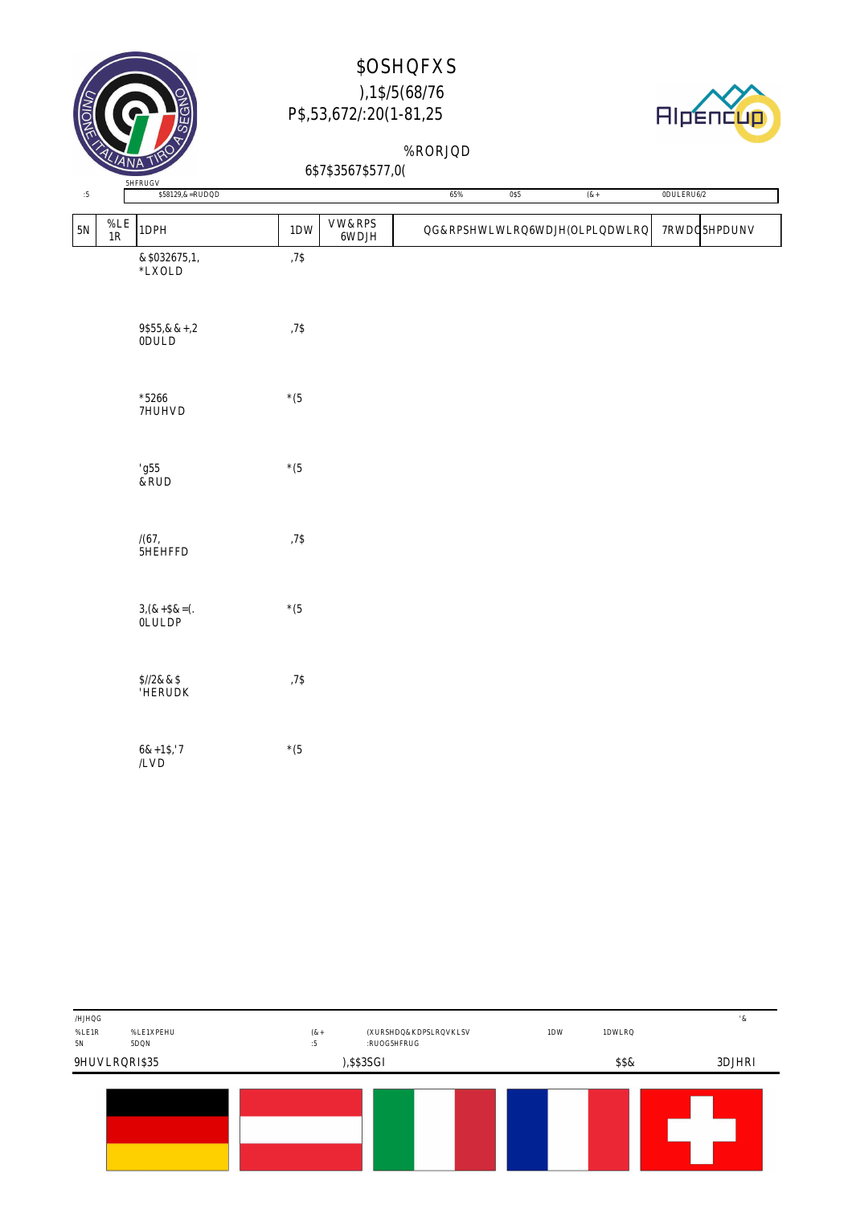# $OSHQFXS

## ),1$/5(68/76

## P$,53,672/:20(1-81,25

%RORJQD

6$7$3567$577,0(

5HFRUGV

| :5 | $58129,&=RUDQD | 65% | 0$5 | (&+ | 0DULERU6/2 |
|---|---|---|---|---|---|

| 5N | %LE 1R | 1DPH | 1DW | VW&RPS 6WDJH | QG&RPSHWLWLRQ6WDJH(OLPLQDWLRQ | 7RWDO | 5HPDUNV |
|---|---|---|---|---|---|---|---|
| | | &$032675,1, *LXOLD | ,7$ | | | | |
| | | 9$55,&&+,2 0DULD | ,7$ | | | | |
| | | *5266 7HUHVD | *(5 | | | | |
| | | 'g55 &RUD | *(5 | | | | |
| | | /(67, 5HEHFFD | ,7$ | | | | |
| | | 3,(&+$&=(. 0LULDP | *(5 | | | | |
| | | $//2&&$ 'HERUDK | ,7$ | | | | |
| | | 6&+1$,'7 /LVD | *(5 | | | | |

/HJHQG

| %LE1R | %LE1XPEHU | (&+ | (XURSHDQ&KDPSLRQVKLSV | 1DW | 1DWLRQ | '& |
|---|---|---|---|---|---|---|
| 5N | 5DQN | :5 | :RUOG5HFRUG | | | |

9HUVLRQRI$35 ),$$SGI $$&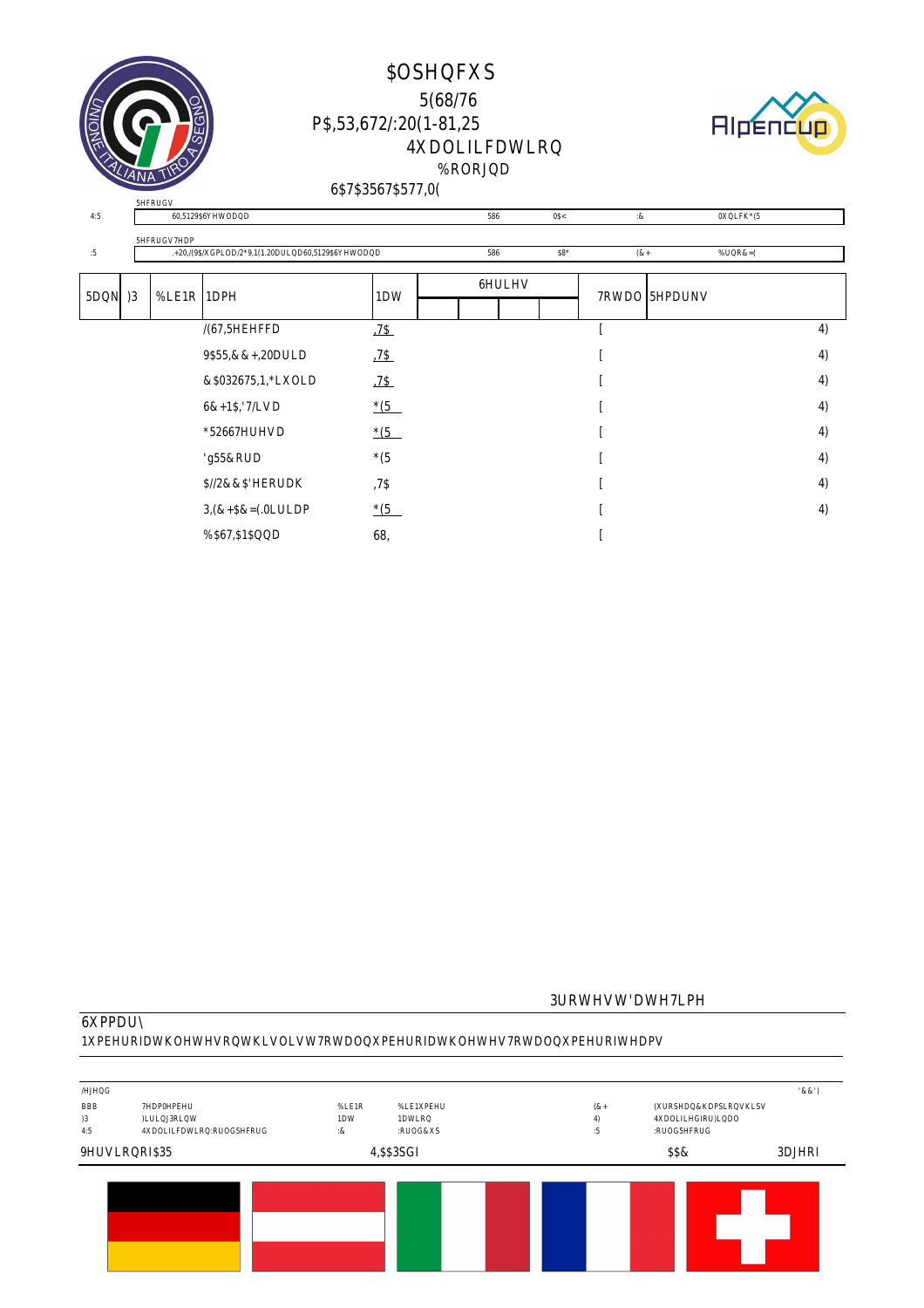# $OSHQFXS

## 5(68/76

## P$,53,672/:20(1-81,25

## 4XDOLILFDWLRQ

%RORJQD

6$7$3567$577,0(

| | | | | | |
|---|---|---|---|---|---|
| 4:5 | 5HFRUGV 60,5129$6YHWODQD | 586 | 0$< | :& | 0XQLFK*(5 |
| :5 | 5HFRUGV7HDP .+20,/(9$/XGPLOD/2*9,1(1.20DUJDULWD60,5129$6YHWODQD | 586 | $8* | (&+ | %UQR&=( |

| 5DQN | )3 | %LE1R | 1DPH | 1DW | 6HULHV | | | | 7RWDO | 5HPDUNV |
|---|---|---|---|---|---|---|---|---|---|---|
| | | | /(67,5HEHFFD | ,7$ | | | | | [ | 4) |
| | | | 9$55,&&+,20DULD | ,7$ | | | | | [ | 4) |
| | | | &$032675,1,*LXOLD | ,7$ | | | | | [ | 4) |
| | | | 6&+1$,'7/LVD | *(5 | | | | | [ | 4) |
| | | | *52667HUHVD | *(5 | | | | | [ | 4) |
| | | | 'g55&RUD | *(5 | | | | | [ | 4) |
| | | | $//2&&$'HERUDK | ,7$ | | | | | [ | 4) |
| | | | 3,(&+$&=(.0LULDP | *(5 | | | | | [ | 4) |
| | | | %$67,$1$QQD | 68, | | | | | [ | |

3URWHVW'DWH7LPH

6XPPDU\

1XPEHURIDWKOHWHVRQWKLVOLVW7RWDOQXPEHURIDWKOHWHV7RWDOQXPEHURIWHDPV

/HJHQG

'&&')

| | | | | | |
|---|---|---|---|---|---|
| BBB | 7HDP0HPEHU | %LE1R | %LE1XPEHU | (&+ | (XURSHDQ&KDPSLRQVKLSV |
| )3 | )LULQJ3RLQW | 1DW | 1DWLRQ | 4) | 4XDOLILHGIRU)LQDO |
| 4:5 | 4XDOLILFDWLRQ:RUOG5HFRUG | :& | :RUOG&XS | :5 | :RUOG5HFRUG |

9HUVLRQRI$35 4,$$3SGI $$& 3DJHRI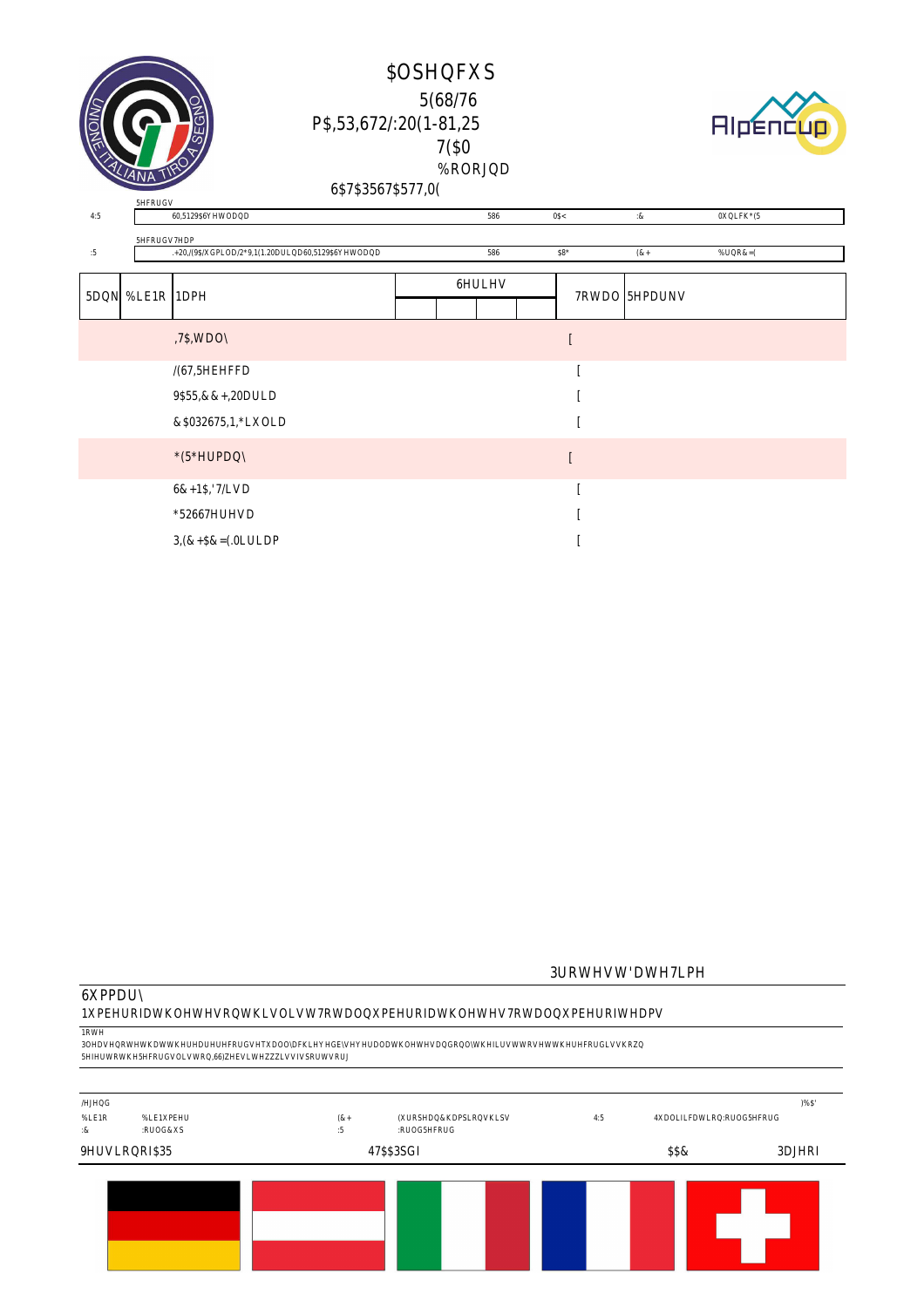# $OSHQFXS

5(68/76

P$,53,672/:20(1-81,25

7($0

%RORJQD

6$7$3567$577,0(

5HFRUGV

| | | | | | |
|---|---|---|---|---|---|
| 4:5 | 60,5129$6Y HWODQD | 586 | 0$< | :& | 0X QLFK*(5 |

5HFRUGV7HDP

| | | | | | |
|---|---|---|---|---|---|
| :5 | .+20,/(9$/X GPLOD/2*9,1(1.20DULQD60,5129$6Y HWODQD | 586 | $8* | (&+ | %UQR&=( |

| 5DQN | %LE1R | 1DPH | 6HULHV | | | | 7RWDO | 5HPDUNV |
|---|---|---|---|---|---|---|---|---|
| | | | | | | | | |
| | | ,7$,WDO\ | | | | | [ | |
| | | /(67,5HEHFFD | | | | | [ | |
| | | 9$55,&&+,20DULD | | | | | [ | |
| | | &$032675,1*,LXOLD | | | | | [ | |
| | | *(5*HUPDQ\ | | | | | [ | |
| | | 6&+1$,'7/LVD | | | | | [ | |
| | | *52667HUHVD | | | | | [ | |
| | | 3,(&+$&=(.0LULDP | | | | | [ | |

3URWHVW'DWH7LPH

6XPPDU\

1XPEHURIDWKOHWHVRQWKLVOLVW7RWDOQXPEHURIDWKOHWHV7RWDOQXPEHURIWHDPV

1RWH

3OHDVHQRWHWKDWWKHUHDUHUHFRUGVHTXDOO\DFKLHYHGE\VHYHUDODWKOHWHVDQGRQO\WKHILUVWWRVHWWKHUHFRUGLVVKRZQ

5HIHUWRWKH5HFRUGVOLVWRQ,66)ZHEVLWHZZZLVVIVSRUWVRUJ

/HJHQG )%$'

| | | | | | |
|---|---|---|---|---|---|
| %LE1R | %LE1XPEHU | (&+ | (XURSHDQ&KDPSLRQVKLSV | 4:5 | 4XDOLILFDWLRQ:RUOG5HFRUG |
| :& | :RUOG&XS | :5 | :RUOG5HFRUG | | |

9HUVLRQRI$35 47$$3SGI $$& 3DJHI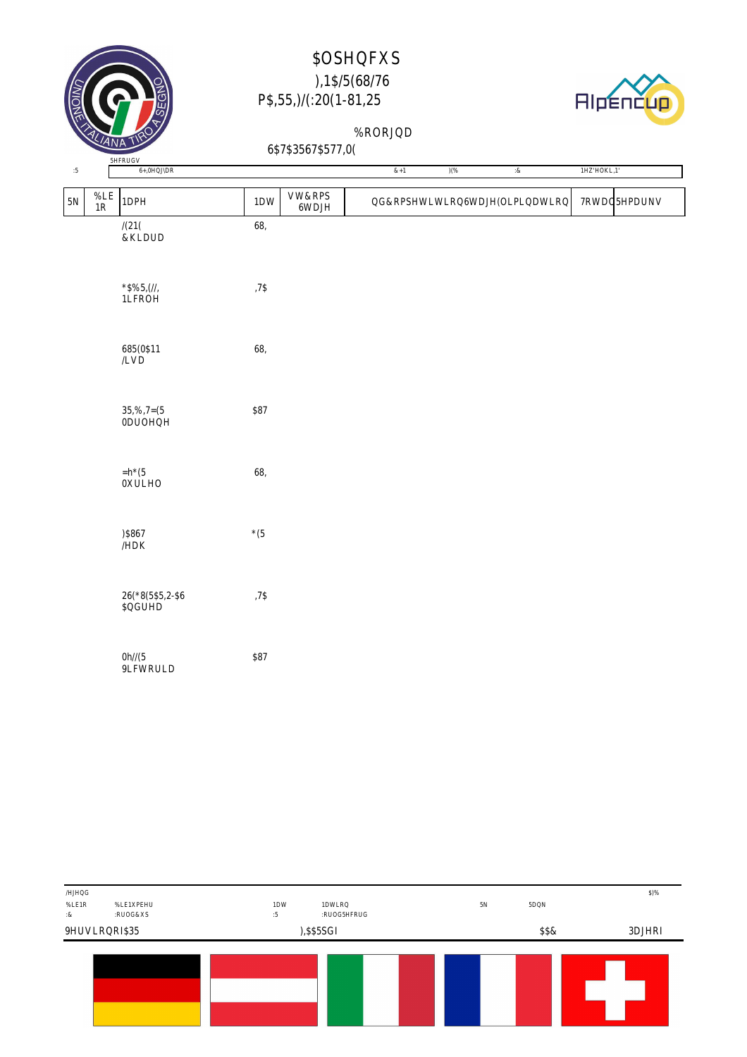# $OSHQFXS

## ),1$/(68/76

## P$,55,)/(:20(1-81,25

%RORJQD

6$7$3567$577,0(

5HFRUGV

| :5 | 6+,0HQJ\DR | & +1 | )(% | :& | 1HZ'HOKL,1' |
|---|---|---|---|---|---|

| 5N | %LE 1R | 1DPH | 1DW | VW&RPS 6WDJH | QG&RPSHWLWLRQ6WDJH(OLPLQDWLRQ | 7RWDO | 5HPDUNV |
|---|---|---|---|---|---|---|---|
| | | /(21( &KLDUD | 68,; | | | | |
| | | *$%5,(//, 1LFROH | ,7$ | | | | |
| | | 685(0$11 /LVD | 68,; | | | | |
| | | 35,%,7=(5 0DUOHQH | $87 | | | | |
| | | =h*(5 0XULHO | 68,; | | | | |
| | | )$867 /HDK | *(5 | | | | |
| | | 26(*8(5$5,2-$6 $QGUHD | ,7$ | | | | |
| | | 0h//(5 9LFWRULD | $87 | | | | |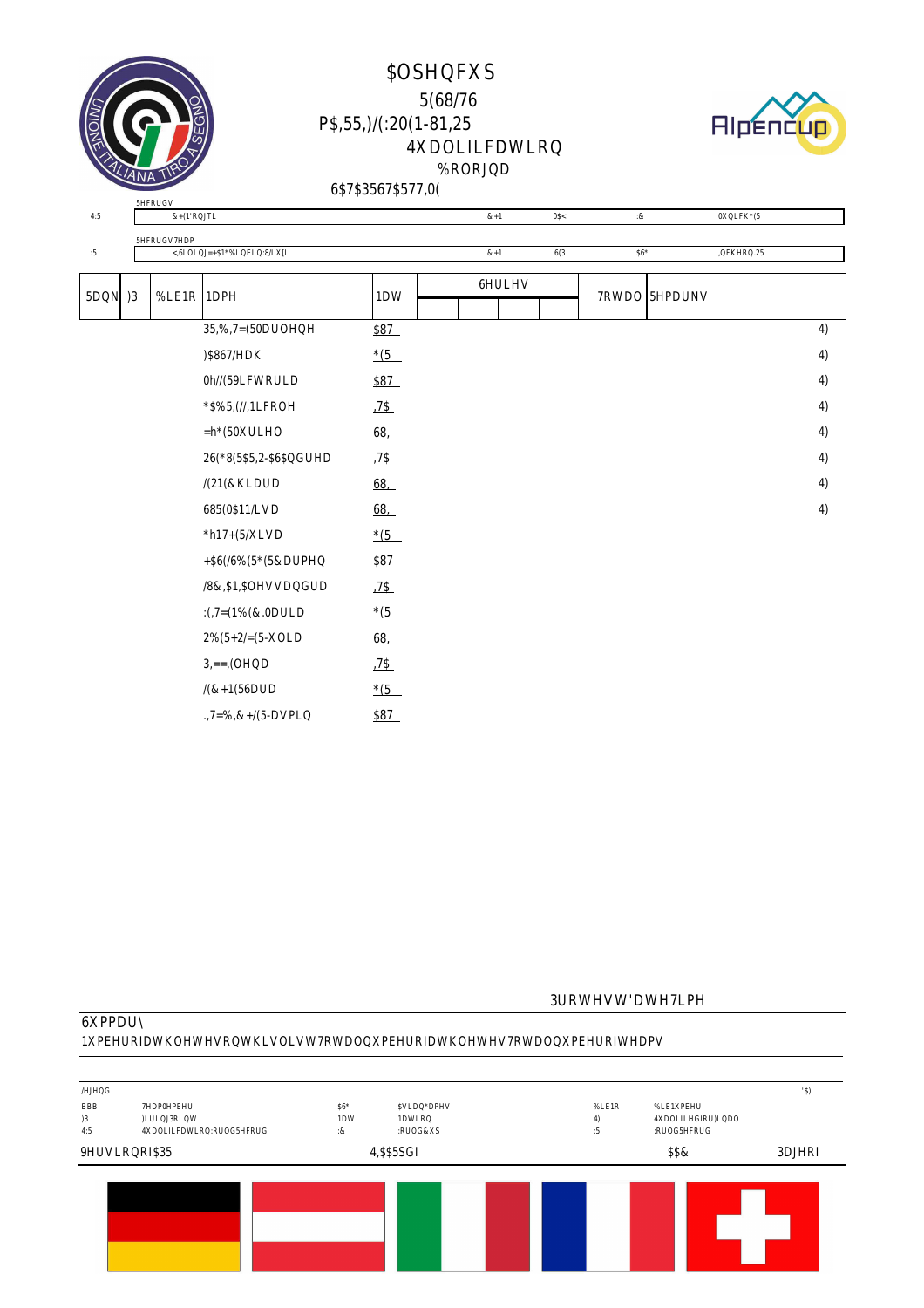# $OSHQFXS

## 5(68/76

### P$,55,)/(:20(1-81,25

### 4XDOLILFDWLRQ

%RORJQD

6$7$3567$577,0(

| | 5HFRUGV | | | | |
|---|---|---|---|---|---|
| 4:5 | &+(1'RQJTL | &+1 | 0$< | :& | 0XQLFK*(5 |

| | 5HFRUGV7HDP | | | | |
|---|---|---|---|---|---|
| :5 | <,6LOLQJ=+$1*%LQELQ:8/LX[L | &+1 | 6(3 | $6* | ,QFKHRQ.25 |

| 5DQN | )3 | %LE1R | 1DPH | 1DW | 6HULHV | | | | 7RWDO | 5HPDUNV |
|---|---|---|---|---|---|---|---|---|---|---|
| | | | 35,%,7=(50DUOHQH | $87 | | | | | | 4) |
| | | | )$867/HDK | *(5 | | | | | | 4) |
| | | | 0h//(59LFWRULD | $87 | | | | | | 4) |
| | | | *$%5,(//,1LFROH | ,7$ | | | | | | 4) |
| | | | =h*(50XULHO | 68, | | | | | | 4) |
| | | | 26(*8(5$5,2-$6$QGUHD | ,7$ | | | | | | 4) |
| | | | /(21(&KLDUD | 68, | | | | | | 4) |
| | | | 685(0$11/LVD | 68, | | | | | | 4) |
| | | | *h17+(5/XLVD | *(5 | | | | | | |
| | | | +$6(/6%(5*(5&DUPHQ | $87 | | | | | | |
| | | | /8&,$1,$0HVVDQGUD | ,7$ | | | | | | |
| | | | :(,7=(1%(&.0DULD | *(5 | | | | | | |
| | | | 2%(5+2/=(5-XOLD | 68, | | | | | | |
| | | | 3,==,(0HQD | ,7$ | | | | | | |
| | | | /(&+1(56DUD | *(5 | | | | | | |
| | | | .,7=%,&+/(5-DVPLQ | $87 | | | | | | |

3URWHVW'DWH7LPH

6XPPDU\

1XPEHURIDWKOHWHVRQWKLVOLVW7RWDOQXPEHURIDWKOHWHV7RWDOQXPEHURIWHDPV

/HJHQG

| | | | | | | '$) |
|---|---|---|---|---|---|---|
| BBB | 7HDP0HPEHU | $6* | $VLDQ*DPHV | %LE1R | %LE1XPEHU | |
| )3 | )LULQJ3RLQW | 1DW | 1DWLRQ | 4) | 4XDOLILHGIRU)LQDO | |
| 4:5 | 4XDOLILFDWLRQ:RUOG5HFRUG | :& | :RUOG&XS | :5 | :RUOG5HFRUG | |

9HUVLRQRI$35 | 4,$$5SGI | $$& | 3DJHRI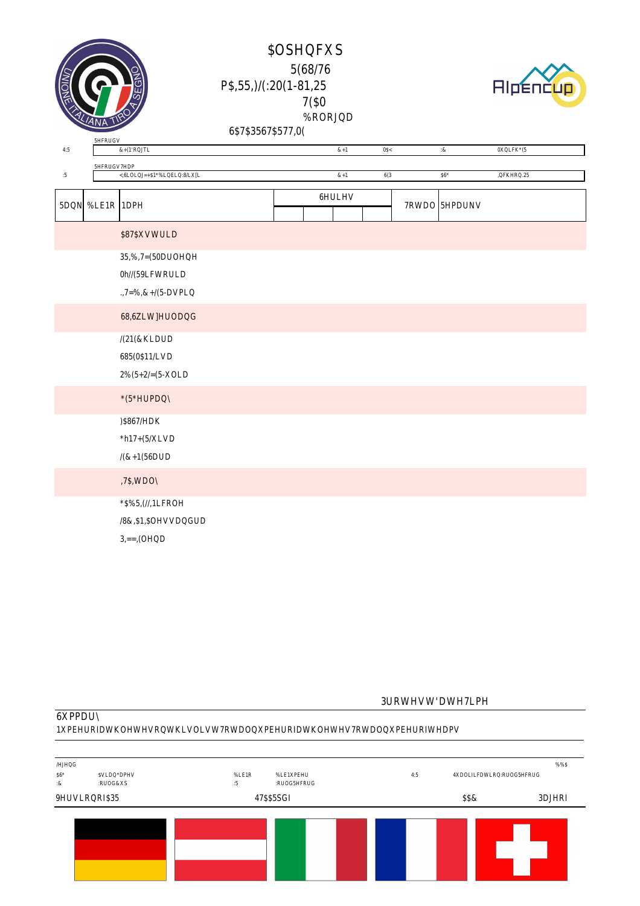# $OSHQFXS

## 5(68/76

### P$,55,)/(:20(1-81,25

7($0

%RORJQD

6$7$3567$577,0(

| | 5HFRUGV | | | | | |
|---|---|---|---|---|---|---|
| 4:5 | &+(1'RQJTL | &+1 | 0$< | :& | 0XQLFK*(5 |
| | 5HFRUGV7HDP | | | | |
| :5 | <,6LOLQJ=+$1*%LQELQ:8/LX[L | &+1 | 6(3 | $6* | ,QFKHRQ.25 |

| 5DQN | %LE1R | 1DPH | 6HULHV | | | | 7RWDO | 5HPDUNV |
|---|---|---|---|---|---|---|---|---|
| | | **$87$XVWULD** | | | | | | |
| | | 35,%,7=(50DUOHQH | | | | | | |
| | | 0h//(59LFWRULD | | | | | | |
| | | .,7=%,&+/(5-DVPLQ | | | | | | |
| | | **68,6ZLW]HUODQG** | | | | | | |
| | | /(21(&KLDUD | | | | | | |
| | | 685(0$11/LVD | | | | | | |
| | | 2%(5+2/=(5-XOLD | | | | | | |
| | | ***(5*HUPDQ\** | | | | | | |
| | | )$867/HDK | | | | | | |
| | | *h17+(5/XLVD | | | | | | |
| | | /(&+1(56DUD | | | | | | |
| | | **,7$,WDO\** | | | | | | |
| | | *$%5,(//,1LFROH | | | | | | |
| | | /8&,$1,$0HVVDQGUD | | | | | | |
| | | 3,==,(OHQD | | | | | | |

3URWHVW'DWH7LPH

6XPPDU\

1XPEHURIDWKOHWHVRQWKLVOLVW7RWDOQXPEHURIDWKOHWHV7RWDOQXPEHURIWHDPV

| /HJHQG | | | | | |
|---|---|---|---|---|---|
| $6* | $VLDQ*DPHV | %LE1R | %LE1XPEHU | 4:5 | 4XDOLILFDWLRQ:RUOG5HFRUG |
| :& | :RUOG&XS | :5 | :RUOG5HFRUG | | |

%%$

9HUVLRQRI$35 47$$5SGI $$& 3DJHRI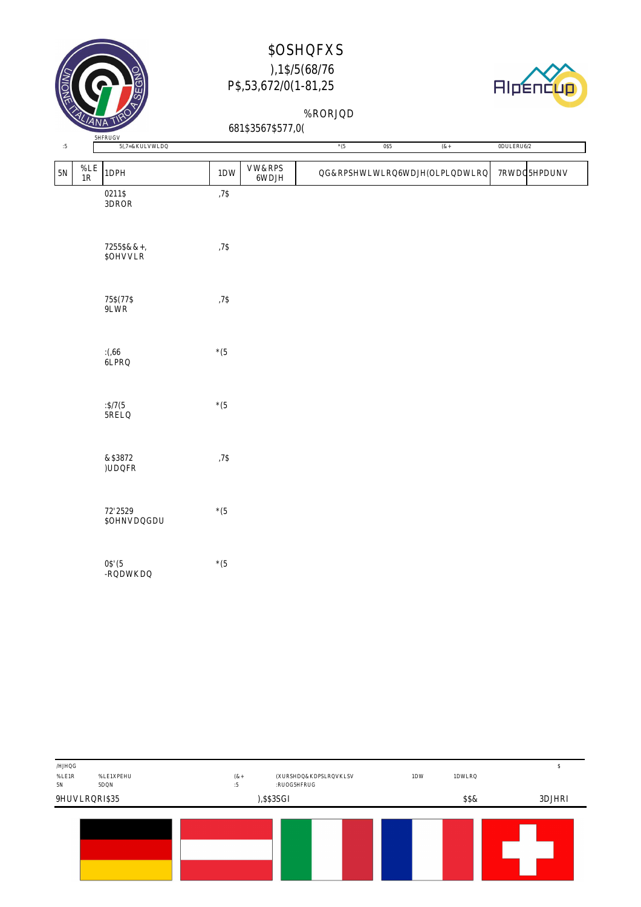# $OSHQFXS

## ),1$/(68/76
## P$,53,672/0(1-81,25

%RORJQD

681$3567$577,0(

| :5 | 5HFRUGV 5(,7=&KULVWLDQ | *(5 | 0$5 | (&+ | 0DULERU6/2 |
|---|---|---|---|---|---|

| 5N | %LE 1R | 1DPH | 1DW | VW&RPS 6WDJH | QG&RPSHWLWLRQ6WDJH(OLPLQDWLRQ | 7RWDO | 5HPDUNV |
|---|---|---|---|---|---|---|---|
| | | 0211$ 3DROR | ,7$ | | | | |
| | | 7255$&&+, $OHVVLR | ,7$ | | | | |
| | | 75$(77$ 9LWR | ,7$ | | | | |
| | | :(,66 6LPRQ | *(5 | | | | |
| | | :$/7(5 5RELQ | *(5 | | | | |
| | | &$3872 )UDQFR | ,7$ | | | | |
| | | 72'2529 $OHNVDQGDU | *(5 | | | | |
| | | 0$'(5 -RQDWKDQ | *(5 | | | | |

/HJHQG

| %LE1R 5N | %LE1XPEHU 5DQN | (&+ :5 | (XURSHDQ&KDPSLRQVKLSV :RUOG5HFRUG | 1DW | 1DWLRQ | $ |
|---|---|---|---|---|---|---|

9HUVLRQRI$35 | ),$$3SGI | $$& | 3DJHRI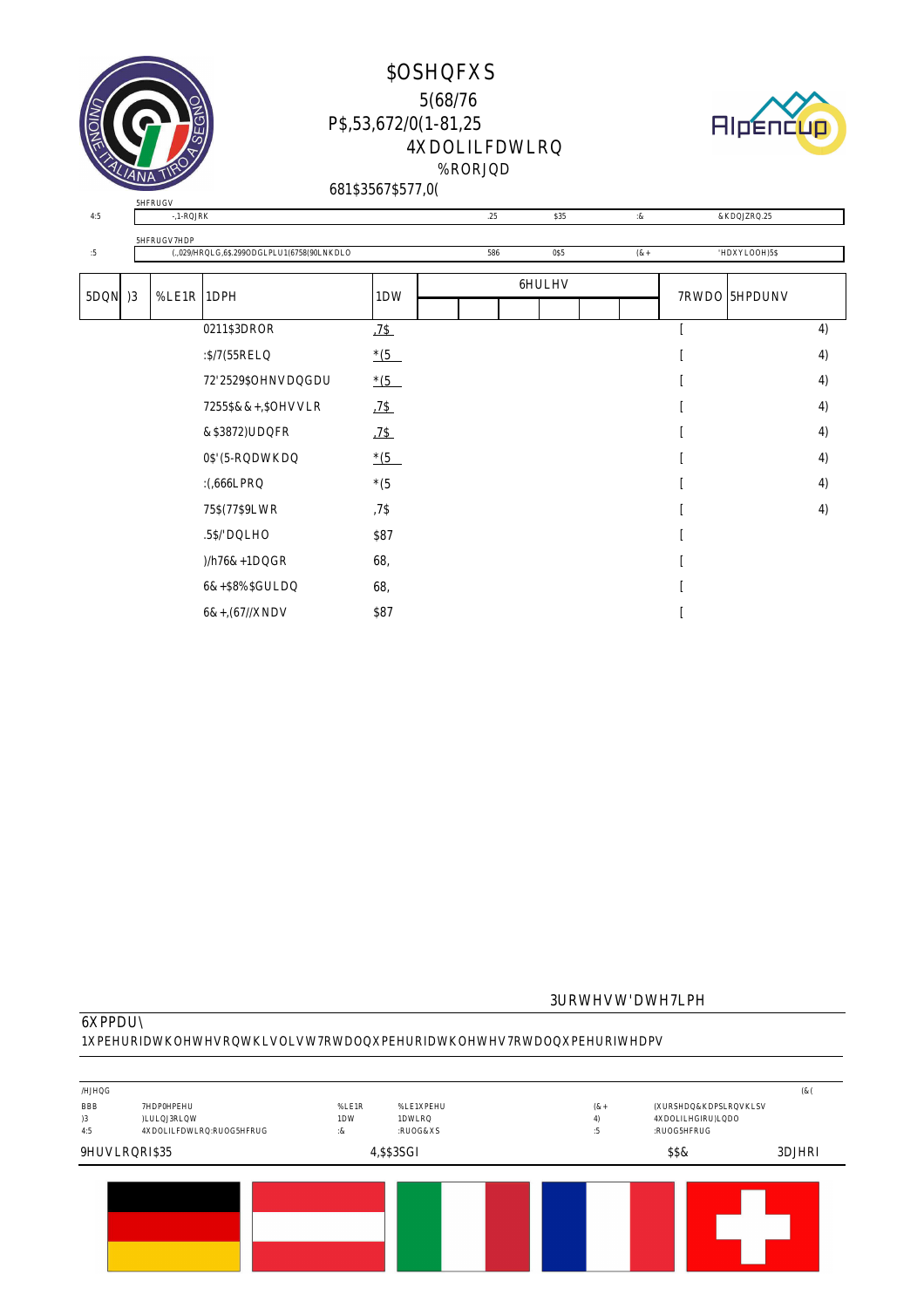# $OSHQFXS

## 5(68/76

## P$,53,672/0(1-81,25

### 4XDOLILFDWLRQ

%RORJQD

681$3567$577,0(

| | 5HFRUGV | | | | |
|---|---|---|---|---|---|
| 4:5 | -,1-RQJKR | :25 | $35 | :& | &KDQJZRQ.25 |

| | 5HFRUGV7HDP | | | | |
|---|---|---|---|---|---|
| :5 | (.,029/HRQLG,6$.299ODGLPLU1(6758(9LNKDLO | 586 | 0$5 | (&+ | 'HDXYLOOH)5$ |

| 5DQN | )3 | %LE1R | 1DPH | 1DW | 6HULHV | | | | | | 7RWDO | 5HPDUNV |
|---|---|---|---|---|---|---|---|---|---|---|---|---|
| | | | 0211$3DROR | ,7$ | | | | | | | [ | 4) |
| | | | :$/7(55RELQ | *(5 | | | | | | | [ | 4) |
| | | | 72'2529$OHNVDQGU | *(5 | | | | | | | [ | 4) |
| | | | 7255$&&+,$OHVVLR | ,7$ | | | | | | | [ | 4) |
| | | | &$3872)UDQFR | ,7$ | | | | | | | [ | 4) |
| | | | 0$'(5-RQDWKDQ | *(5 | | | | | | | [ | 4) |
| | | | :(,66LPRQ | *(5 | | | | | | | [ | 4) |
| | | | 75$(77$9LWR | ,7$ | | | | | | | [ | 4) |
| | | | .5$/'DQLHO | $87 | | | | | | | [ | |
| | | | )/h76&+1DQGR | 68, | | | | | | | [ | |
| | | | 6&+$8%$GULDQ | 68, | | | | | | | [ | |
| | | | 6&+,(67//XNDV | $87 | | | | | | | [ | |

3URWHVW'DWH7LPH

6XPPDU\

1XPEHURIDWKOHWHVRQWKLVOLVW7RWDOQXPEHURIDWKOHWHV7RWDOQXPEHURIWHDPV

/HJHQG (&(

| | | | | | |
|---|---|---|---|---|---|
| BBB | 7HDP0HPEHU | %LE1R | %LE1XPEHU | (&+ | (XURSHDQ&KDPSLRQVKLSV |
| )3 | )LULQJ3RLQW | 1DW | 1DWLRQ | 4) | 4XDOLILHGIRU)LQDO |
| 4:5 | 4XDOLILFDWLRQ:RUOG5HFRUG | :& | :RUOG&XS | :5 | :RUOG5HFRUG |

9HUVLRQRI$35 4,$$3SGI $$& 3DJHRI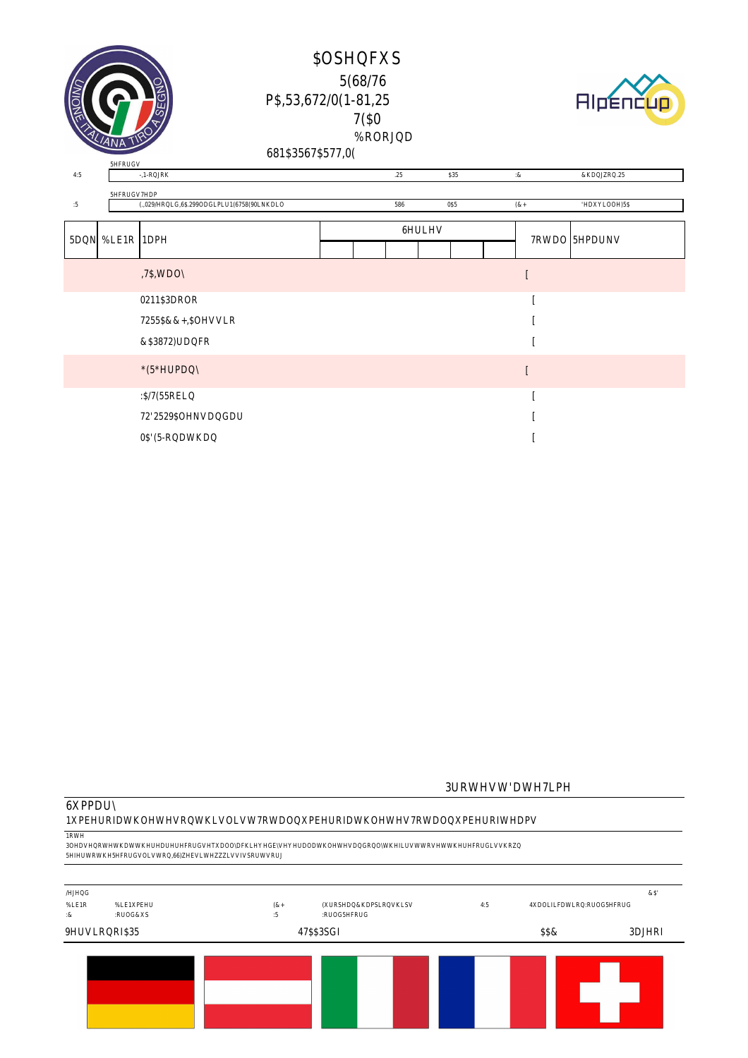# $OSHQFXS

5(68/76

P$,53,672/0(1-81,25

7($0

%RORJQD

681$3567$577,0(

| | 5HFRUGV | | | | |
|---|---|---|---|---|---|
| 4:5 | -,1-RQJKR | ,25 | $35 | :& | &KDQJZRQ,25 |

| | 5HFRUGV7HDP | | | | |
|---|---|---|---|---|---|
| :5 | (,029/HRQLG,6$,299ODGLPLU1(6758(9LNKDLO | 586 | 0$5 | (&+ | 'HDXYLOOH)5$ |

| 5DQN | %LE1R | 1DPH | 6HULHV | | | | | | 7RWDO | 5HPDUNV |
|---|---|---|---|---|---|---|---|---|---|---|
| | | ,7$,WDO\ | | | | | | | [ | |
| | | 0211$3DROR | | | | | | | [ | |
| | | 7255$&&+,$OHVVLR | | | | | | | [ | |
| | | &$3872)UDQFR | | | | | | | [ | |
| | | *(5*HUPDQ\ | | | | | | | [ | |
| | | :$/7(55RELQ | | | | | | | [ | |
| | | 72'2529$OHNVDQGU | | | | | | | [ | |
| | | 0$'(5-RQDWKDQ | | | | | | | [ | |

3URWHVW'DWH7LPH

6XPPDU\

1XPEHURIDWKOHWHVRQWKLVOLVW7RWDOQXPEHURIDWKOHWHV7RWDOQXPEHURIWHDPV

1RWH

3OHDVHQRWHWKDWWKHUHDUHUHFRUGVHTXDOOHGDFKLHYHG\VHYHUDODWKOHWHVDQGRQO\WKHILUVWWRVHWWKHUHFRUGLVVKRZQ

5HIHUWRWKH5HFRUGVOLVWRQ,66)ZHEVLWHZZZLVVIVSRUWVRUJ

| /HJHQG | | | | | | |
|---|---|---|---|---|---|---|
| %LE1R | %LE1XPEHU | (&+ | (XURSHDQ&KDPSLRQVKLSV | 4:5 | 4XDOLILFDWLRQ:RUOG5HFRUG | &$' |
| :& | :RUOG&XS | :5 | :RUOG5HFRUG | | | |

9HUVLRQRI$35 47$$3SGI $$& 3DJHRI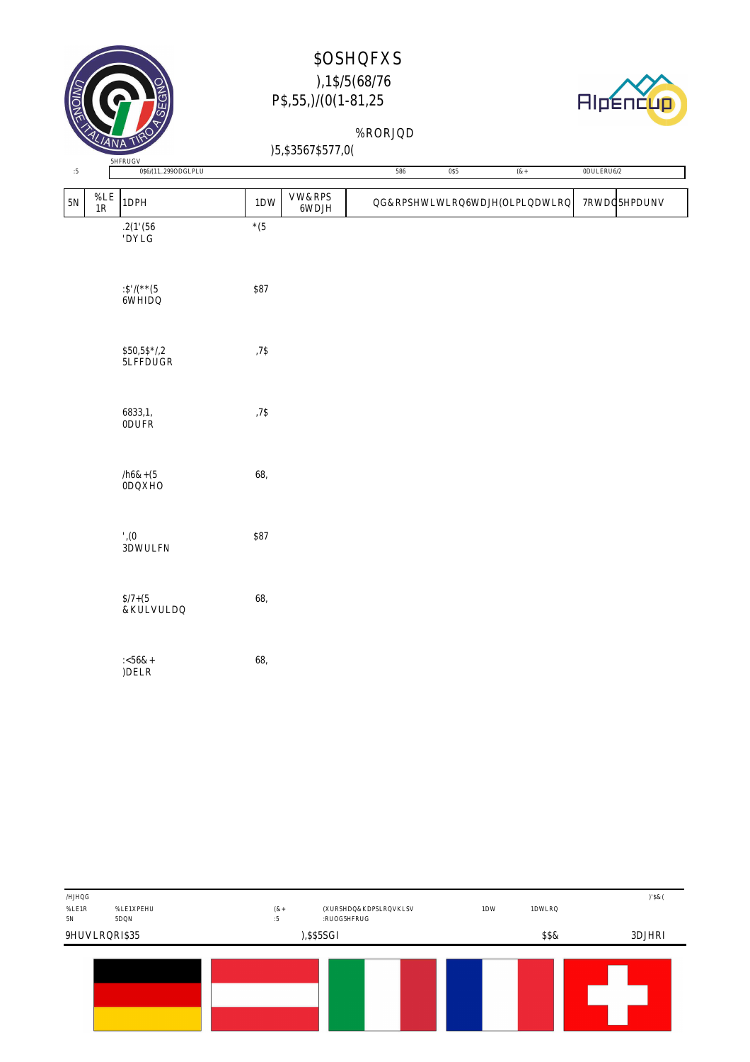# $OSHQFXS

## ),1$/(68/76
## P$,55,)/(0(1-81,25

%RORJQD

)5,$3567$577,(

5HFRUGV

| :5 | 0$6/(11,.2990DGLPLU | 586 | 0$5 | (&+ | 0DULERU6/2 |
|---|---|---|---|---|---|

| 5N | %LE 1R | 1DPH | 1DW | VW&RPS 6WDJH | QG&RPSHWLWLRQ6WDJH(OLPLQDWLRQ | 7RWDO | 5HPDUNV |
|---|---|---|---|---|---|---|---|
| | | .2(1'(56 'DYLG | *(5 | | | | |
| | | :$'/(**(5 6WHIDQ | $87 | | | | |
| | | $50,5$*/,2 5LFFDUGR | ,7$ | | | | |
| | | 6833,1, 0DUFR | ,7$ | | | | |
| | | /h6&+(5 0DQXHO | 68, | | | | |
| | | ',(0 3DWULFN | $87 | | | | |
| | | $/7+(5 &KULVULDQ | 68, | | | | |
| | | :<56&+ )DELR | 68, | | | | |

/HJHQG

| %LE1R 5N | %LE1XPEHU 5DQN | (&+ :5 | (XURSHDQ&KDPSLRQVKLSV :RUOG5HFRUG | 1DW | 1DWLRQ | )'$&( |
|---|---|---|---|---|---|---|

| 9HUVLRQRI$35 | ),$$5SGI | $$& | 3DJHRI |
|---|---|---|---|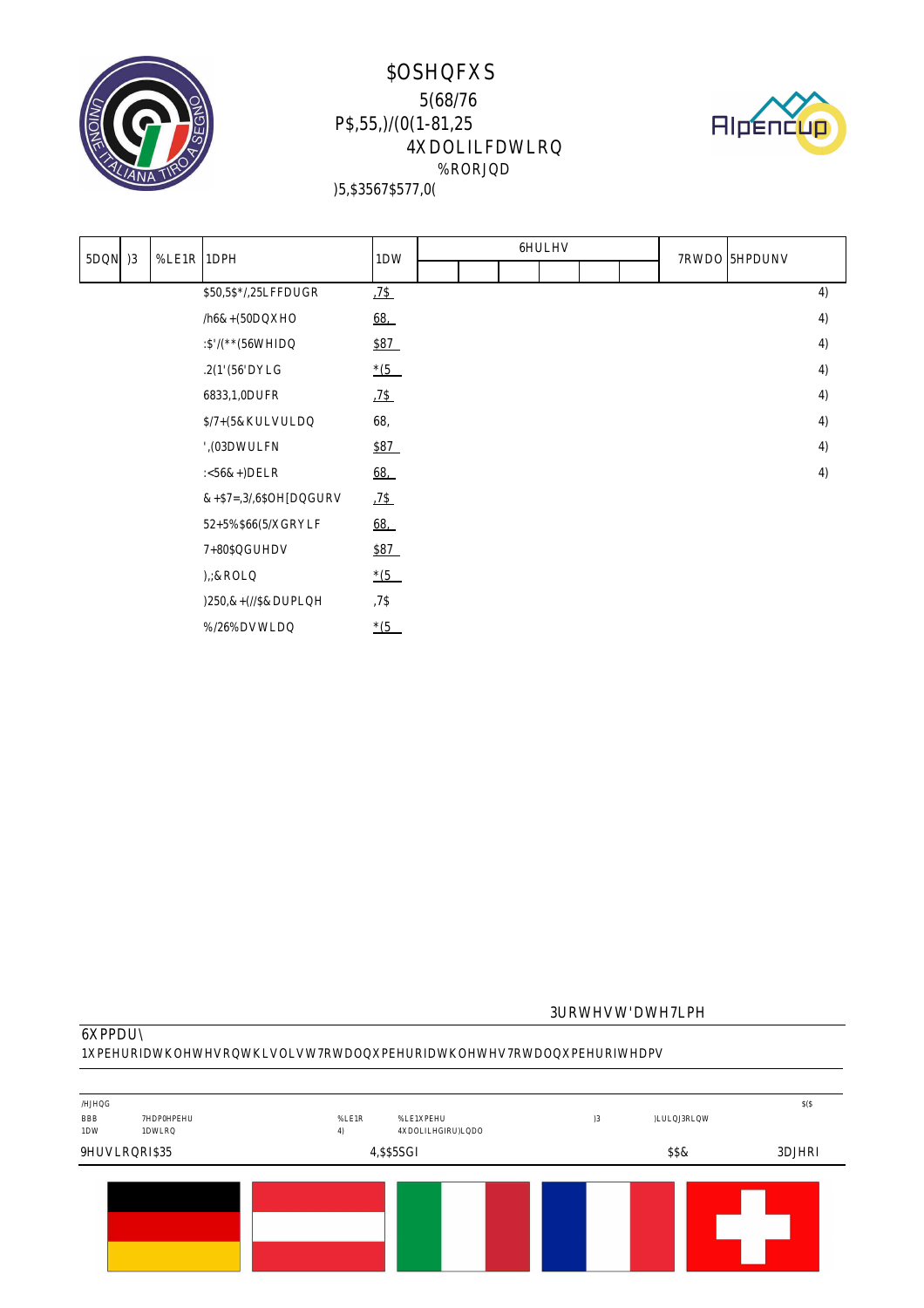# $OSHQFXS

## 5(68/76

## P$,55,)/(0(1-81,25

## 4XDOLILFDWLRQ

%RORJQD

)5,$3567$577,0(

| 5DQN | )3 | %LE1R | 1DPH | 1DW | 6HULHV | | | | | | 7RWDO | 5HPDUNV |
|---|---|---|---|---|---|---|---|---|---|---|---|---|
| | | | | | | | | | | | | |
| | | | $50,5$*/,25LFFDUGR | ,7$ | | | | | | | | 4) |
| | | | /h6&+(50DQXHO | 68, | | | | | | | | 4) |
| | | | :$'/(**(56WHIDQ | $87 | | | | | | | | 4) |
| | | | .2(1'(56'DYLG | *(5 | | | | | | | | 4) |
| | | | 6833,1,0DUFR | ,7$ | | | | | | | | 4) |
| | | | $/7+(5&KULVWLDQ | 68, | | | | | | | | 4) |
| | | | ',(03DWULFN | $87 | | | | | | | | 4) |
| | | | :<56&+)DELR | 68, | | | | | | | | 4) |
| | | | &+$7=,3/,6$OH[DQGURV | ,7$ | | | | | | | | |
| | | | 52+5%$&+(5/XGRYLF | 68, | | | | | | | | |
| | | | 7+80$QGUHDV | $87 | | | | | | | | |
| | | | ),;&ROLQ | *(5 | | | | | | | | |
| | | | )250,&+(//$&DUPLQH | ,7$ | | | | | | | | |
| | | | %/26%DVWLDQ | *(5 | | | | | | | | |

3URWHVW'DWH7LPH

6XPPDU\

1XPEHURIDWKOHWHVRQWKLVOLVW7RWDOQXPEHURIDWKOHWHV7RWDOQXPEHURIWHDPV

/HJHQG

| BBB | 7HDP0HPEHU | %LE1R | %LE1XPEHU | )3 | )LULQJ3RLQW | $($ |
|---|---|---|---|---|---|---|
| 1DW | 1DWLRQ | 4) | 4XDOLILHGIRU)LQDO | | | |

9HUVLRQRI$35 | 4,$$5SGI | $$& | 3DJHRI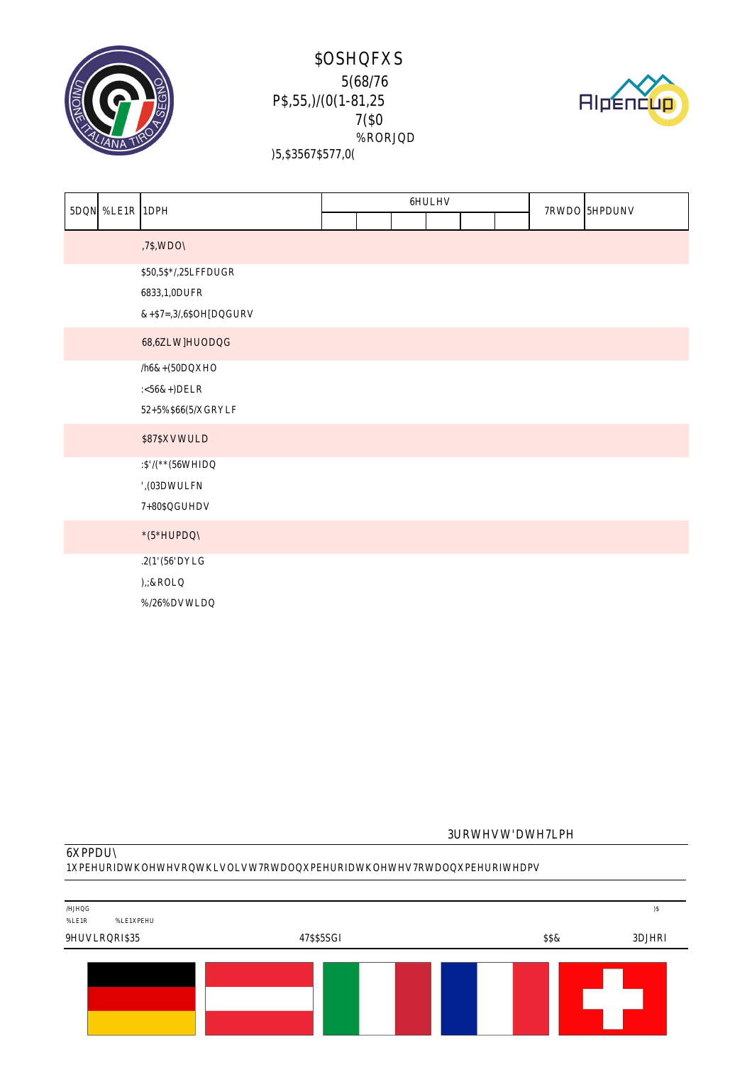# $OSHQFXS

5(68/76

P$,55,)/(0(1-81,25

7($0

%RORJQD

)5,$3567$577,0(

| 5DQN | %LE1R | 1DPH | 6HULHV | | | | | | 7RWDO | 5HPDUNV |
|---|---|---|---|---|---|---|---|---|---|---|
| | | ,7$,WDO\ | | | | | | | | |
| | | $50,5$*/,25LFFDUGR | | | | | | | | |
| | | 6833,1,0DUFR | | | | | | | | |
| | | &+$7=,3/,6$OH[DQGURV | | | | | | | | |
| | | 68,6ZLW]HUODQG | | | | | | | | |
| | | /h6&+(50DQXHO | | | | | | | | |
| | | :<56&+)DELR | | | | | | | | |
| | | 52+5%$66(5/XGRYLF | | | | | | | | |
| | | $87$XVWULD | | | | | | | | |
| | | :$'/(**(56WHIDQ | | | | | | | | |
| | | ',(03DWULFN | | | | | | | | |
| | | 7+80$QGUHDV | | | | | | | | |
| | | *(5*HUPDQ\ | | | | | | | | |
| | | .2(1'(56'DYLG | | | | | | | | |
| | | ),;&ROLQ | | | | | | | | |
| | | %/26%DVWLDQ | | | | | | | | |

3URWHVW'DWH7LPH

6XPPDU\

1XPEHURIDWKOHWHVRQWKLVOLVW7RWDOQXPEHURIDWKOHWHV7RWDOQXPEHURIWHDPV

/HJHQG

%LE1R %LE1XPEHU

)$

9HUVLRQRI$35 47$$5SGI $$& 3DJHRI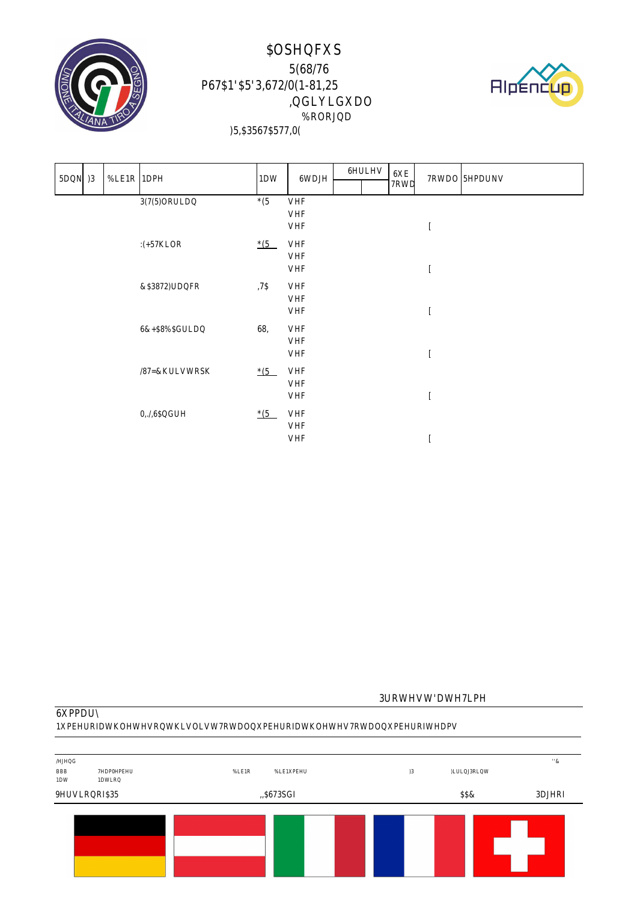# $OSHQFXS

## 5(68/76

## P67$1'$5'3,672/(1-81,25

## ,QGLYLGXDO

%RORJQD

)5,$3567$577,0(

| 5DQN | )3 | %LE1R | 1DPH | 1DW | 6WDJH | 6HULHV | | 6XE 7RWD | 7RWDO | 5HPDUNV |
|---|---|---|---|---|---|---|---|---|---|---|
| | | | 3(7(5)ORULDQ | *(5 | VHF | | | | | |
| | | | | | VHF | | | | | |
| | | | | | VHF | | | | [ | |
| | | | :(+57KLOR | *(5 | VHF | | | | | |
| | | | | | VHF | | | | | |
| | | | | | VHF | | | | [ | |
| | | | &$3872)UDQFR | ,7$ | VHF | | | | | |
| | | | | | VHF | | | | | |
| | | | | | VHF | | | | [ | |
| | | | 6&+$8%$GULDQ | 68, | VHF | | | | | |
| | | | | | VHF | | | | | |
| | | | | | VHF | | | | [ | |
| | | | /87=&KULVWRSK | *(5 | VHF | | | | | |
| | | | | | VHF | | | | | |
| | | | | | VHF | | | | [ | |
| | | | 0,/,6$QGUH | *(5 | VHF | | | | | |
| | | | | | VHF | | | | | |
| | | | | | VHF | | | | [ | |

3URWHVW'DWH7LPH

6XPPDU\

1XPEHURIDWKOHWHVRQWKLVOLVW7RWDOQXPEHURIDWKOHWHV7RWDOQXPEHURIWHDPV

/HJHQG

| BBB 1DW | 7HDP0HPEHU 1DWLRQ | %LE1R | %LE1XPEHU | )3 | )LULQJ3RLQW | '& |
|---|---|---|---|---|---|---|

9HUVLRQRI$35 ,,$673SGI $$& 3DJHRI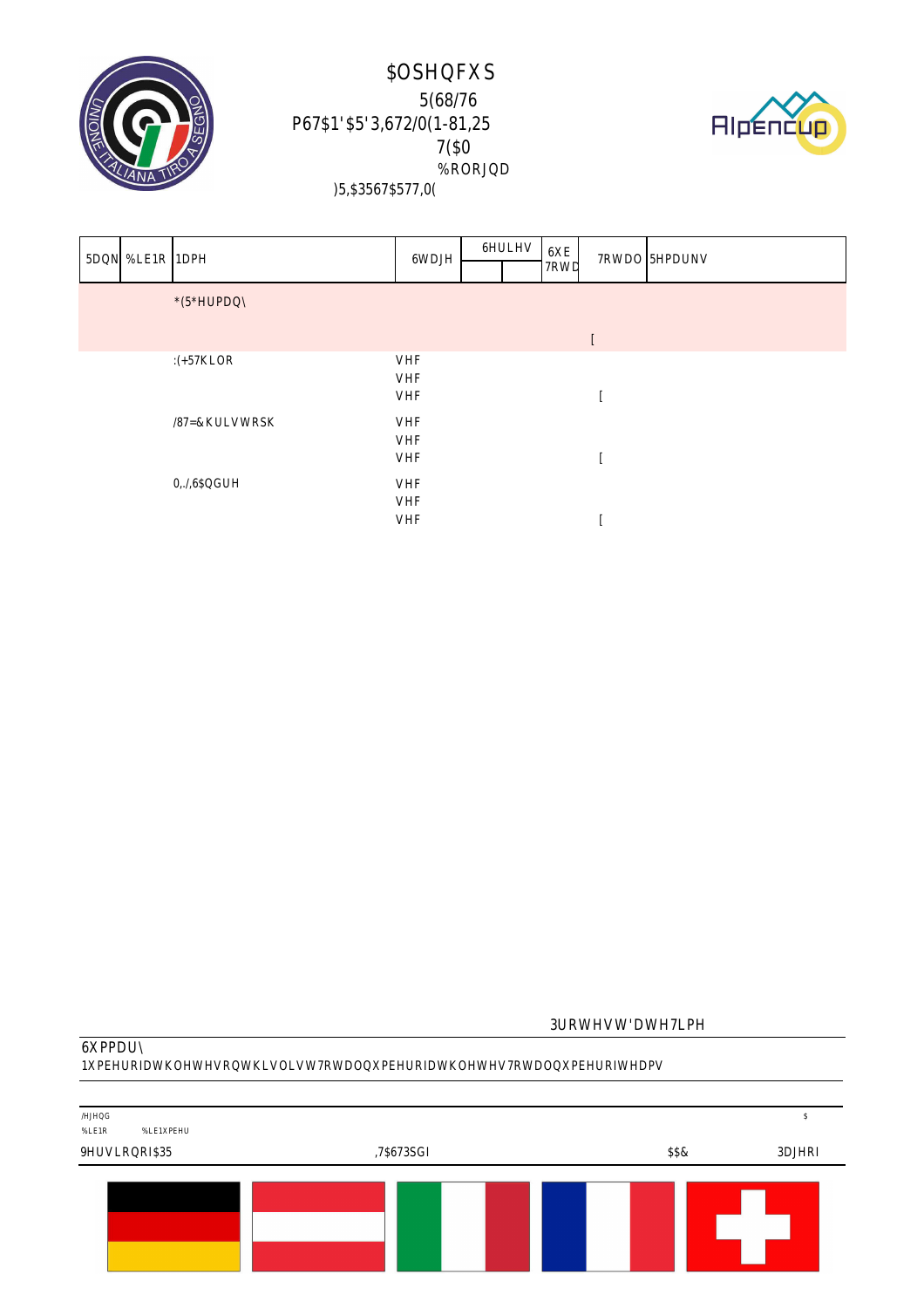# $OSHQFXS

5(68/76

P67$1'$5'3,672/0(1-81,25

7($0

%RORJQD

)5,$3567$577,0(

| 5DQN | %LE1R | 1DPH | 6WDJH | 6HULHV | | 6XE 7RWD | 7RWDO | 5HPDUNV |
|---|---|---|---|---|---|---|---|---|
| | | *(5*HUPDQ\ | | | | | [ | |
| | | :(+57KLOR | VHF<br>VHF<br>VHF | | | | [ | |
| | | /87=&KULVWRSK | VHF<br>VHF<br>VHF | | | | [ | |
| | | 0,./,6$QGUH | VHF<br>VHF<br>VHF | | | | [ | |

3URWHVW'DWH7LPH

6XPPDU\

1XPEHURIDWKOHWHVRQWKLVOLVW7RWDOQXPEHURIDWKOHWHV7RWDOQXPEHURIWHDPV

/HJHQG

%LE1R %LE1XPEHU

$

9HUVLRQRI$35 ,7$673SGI $$& 3DJHRI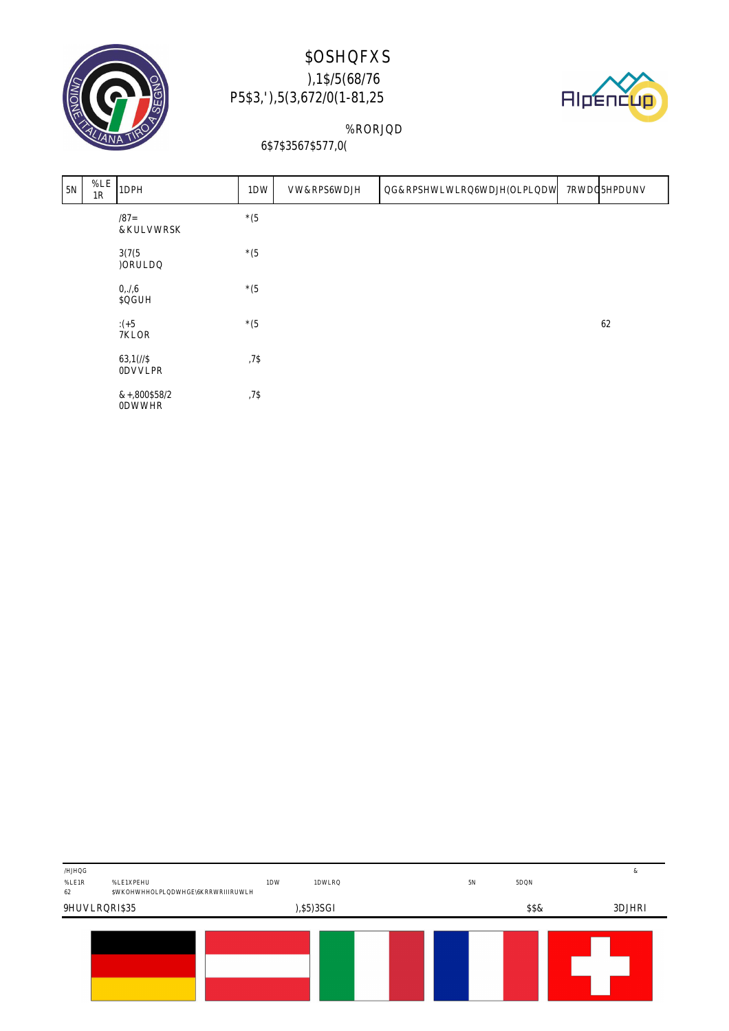# $OSHQFXS

),1$/(68/76
P5$3,'),5(3,672/0(1-81,25

%RORJQD
6$7$3567$577,0(

| 5N | %LE 1R | 1DPH | 1DW | VW&RPS6WDJH | QG&RPSHWLWLRQ6WDJH(OLPLQDW | 7RWDO | 5HPDUNV |
|---|---|---|---|---|---|---|---|
| | | /87= &KULVWRSK | *(5 | | | | |
| | | 3(7(5 )ORULDQ | *(5 | | | | |
| | | 0,.,6 $QGUH | *(5 | | | | |
| | | :(+5 7KLOR | *(5 | | | | 62 |
| | | 63,1(//$ 0DVVLPR | ,7$ | | | | |
| | | &+,800$58/2 0DWWHR | ,7$ | | | | |

/HJHQG

| %LE1R | %LE1XPEHU | 1DW | 1DWLRQ | 5N | 5DQN | & |
|---|---|---|---|---|---|---|
| 62 | $WKOHWHHOLPLQDWHGE\6KRRWRIIRUWLH | | | | | |

9HUVLRQRI$35 ),$5)3SGI $$& 3DJHRI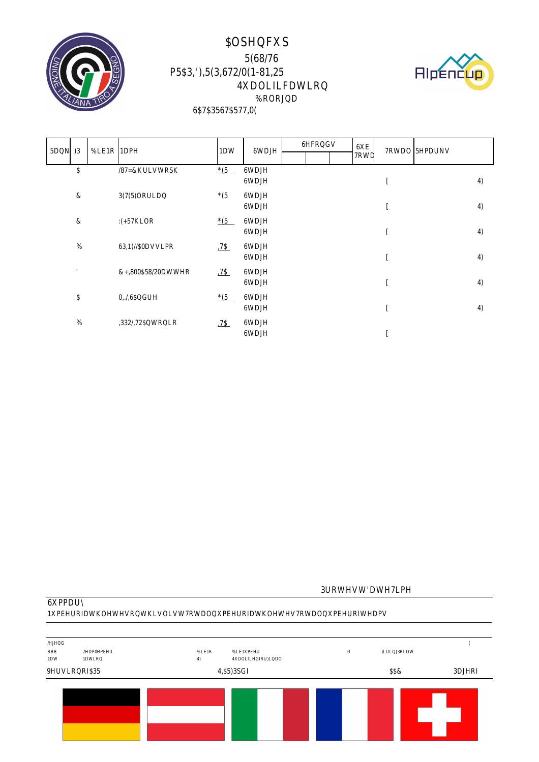# $OSHQFXS

## 5(68/76

## P5$3,'),5(3,672/0(1-81,25

## 4XDOLILFDWLRQ

%RORJQD

6$7$3567$577,0(

| 5DQN | )3 | %LE1R | 1DPH | 1DW | 6WDJH | 6HFRQGV | | | 6XE 7RWD | 7RWDO | 5HPDUNV |
|---|---|---|---|---|---|---|---|---|---|---|---|
| | $ | | /87=&KULVWRSK | *(5 | 6WDJH | | | | | | |
| | | | | | 6WDJH | | | | | [ | 4) |
| | & | | 3(7(5)ORULDQ | *(5 | 6WDJH | | | | | | |
| | | | | | 6WDJH | | | | | [ | 4) |
| | & | | :(+57KLOR | *(5 | 6WDJH | | | | | | |
| | | | | | 6WDJH | | | | | [ | 4) |
| | % | | 63,1(//$0DVVLPR | ,7$ | 6WDJH | | | | | | |
| | | | | | 6WDJH | | | | | [ | 4) |
| | ' | | &+,800$58/20DWWHR | ,7$ | 6WDJH | | | | | | |
| | | | | | 6WDJH | | | | | [ | 4) |
| | $ | | 0,./,6$QGUH | *(5 | 6WDJH | | | | | | |
| | | | | | 6WDJH | | | | | [ | 4) |
| | % | | ,332/,72$QWRQLR | ,7$ | 6WDJH | | | | | | |
| | | | | | 6WDJH | | | | | [ | |

3URWHVW'DWH7LPH

6XPPDU\

1XPEHURIDWKOHWHVRQWKLVOLVW7RWDOQXPEHURIDWKOHWHV7RWDOQXPEHURIWHDPV

/HJHQG (

| | | | | | |
|---|---|---|---|---|---|
| BBB | 7HDPPHPEHU | %LE1R | %LE1XPEHU | )3 | )LULQJ3RLQW |
| 1DW | 1DWLRQ | 4) | 4XDOLILHGIRU)LQDO | | |

9HUVLRQRI$35 4,$5)3SGI $$& 3DJHRI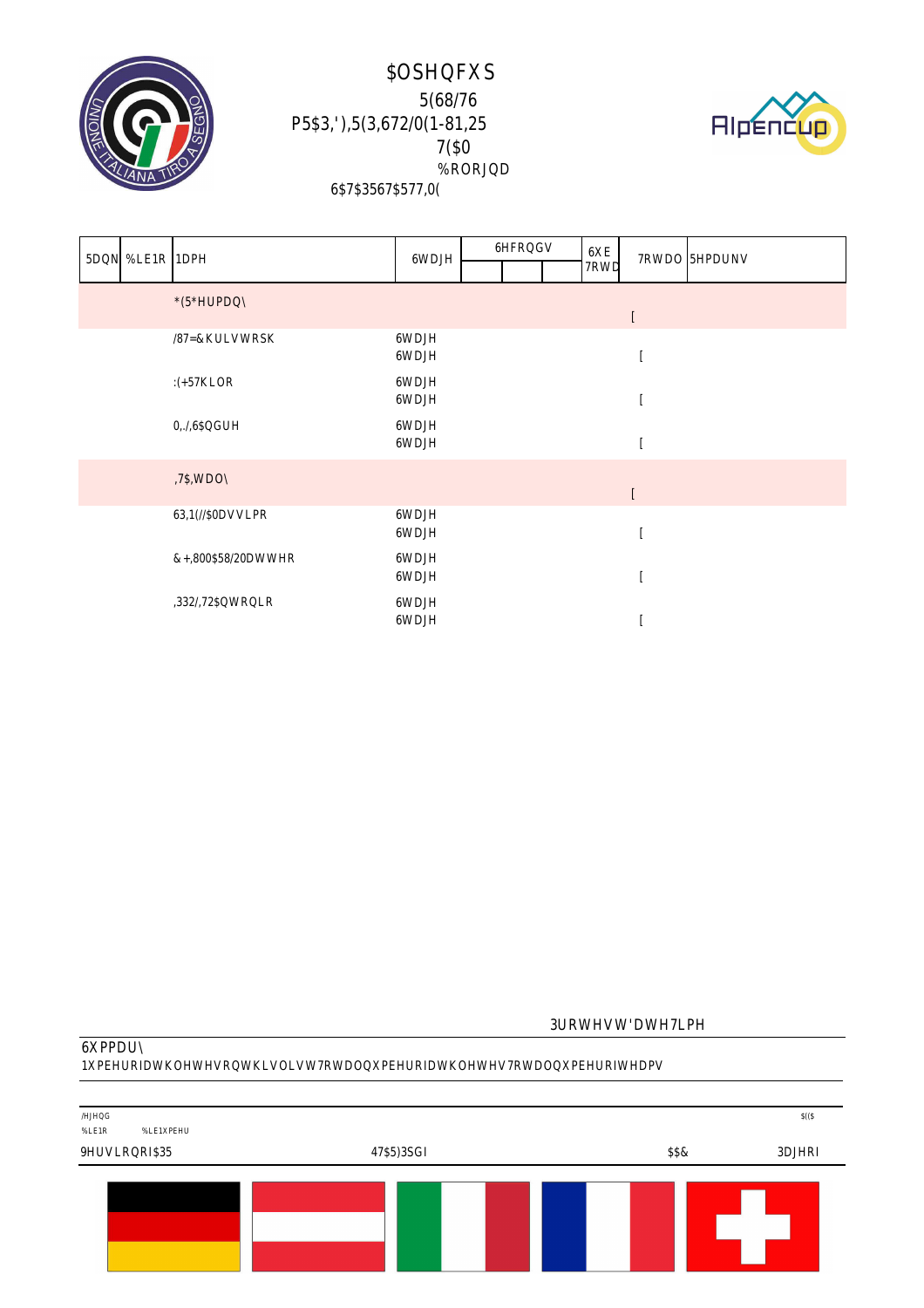# $OSHQFXS

5(68/76

P5$3,'),5(3,672/0(1-81,25

7($0

%RORJQD

6$7$3567$577,0(

| 5DQN | %LE1R | 1DPH | 6WDJH | 6HFRQGV | | | 6XE 7RWD | 7RWDO | 5HPDUNV |
|---|---|---|---|---|---|---|---|---|---|
| | | *(5*HUPDQ\ | | | | | | [ | |
| | | /87=&KULVWRSK | 6WDJH<br>6WDJH | | | | | [ | |
| | | :(+57KLOR | 6WDJH<br>6WDJH | | | | | [ | |
| | | 0,/,6$QGUH | 6WDJH<br>6WDJH | | | | | [ | |
| | | ,7$,WDO\ | | | | | | [ | |
| | | 63,1(//$0DVVLPR | 6WDJH<br>6WDJH | | | | | [ | |
| | | &+,800$58/20DWWHR | 6WDJH<br>6WDJH | | | | | [ | |
| | | ,332/,72$QWRQLR | 6WDJH<br>6WDJH | | | | | [ | |

3URWHVW'DWH7LPH

6XPPDU\

1XPEHURIDWKOHWHVRQWKLVOLVW7RWDOQXPEHURIDWKOHWHV7RWDOQXPEHURIWHDPV

/HJHQG

%LE1R %LE1XPEHU

$(($

9HUVLRQRI$35 47$5)3SGI $$& 3DJHRI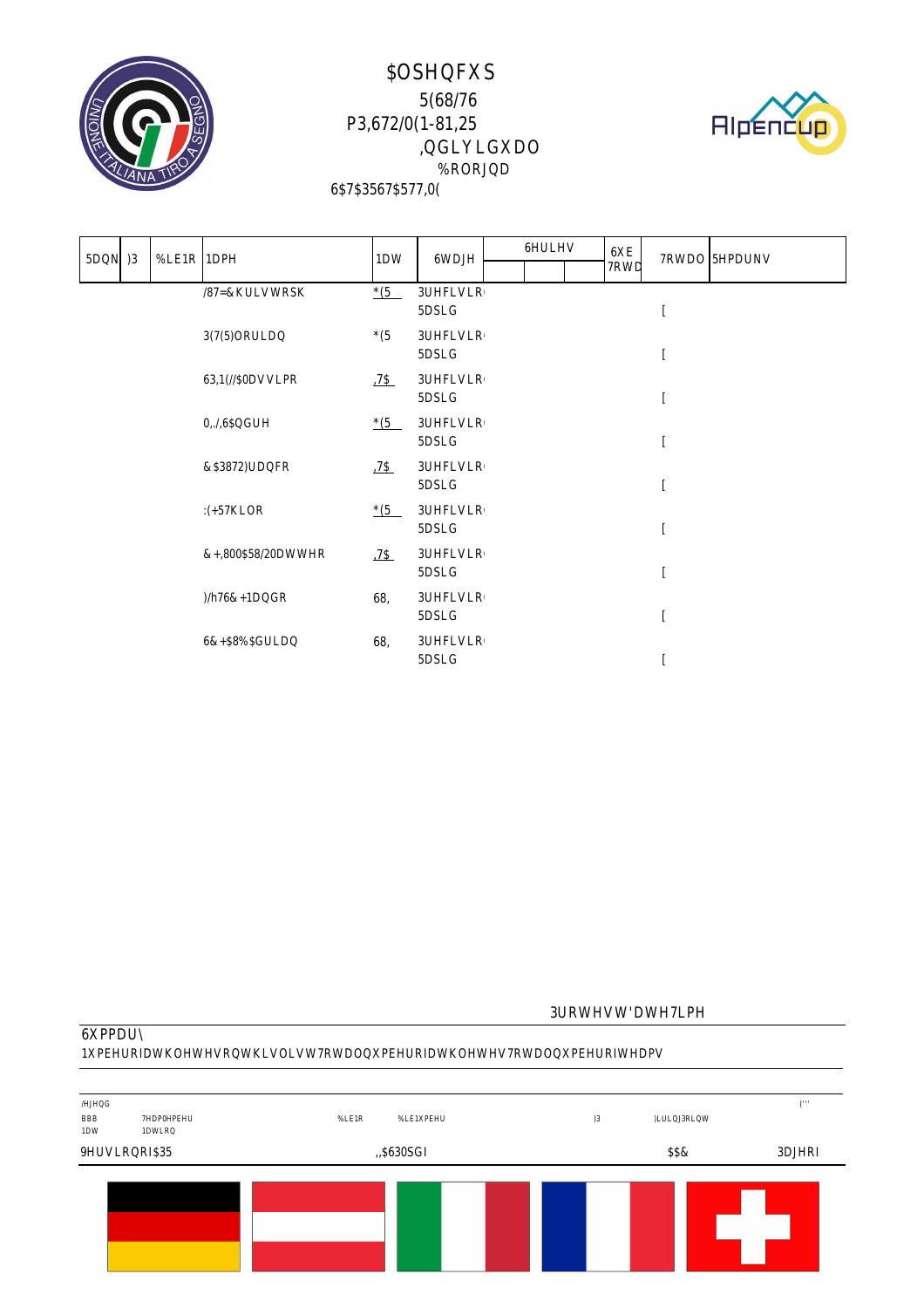# $OSHQFXS

## 5(68/76

## P3,672/(1-81,25

## ,QGLYLGXDO

%RORJQD

6$7$3567$577,0(

| 5DQN | )3 | %LE1R | 1DPH | 1DW | 6WDJH | 6HULHV | | | 6XE 7RWD | 7RWDO | 5HPDUNV |
|---|---|---|---|---|---|---|---|---|---|---|---|
| | | | /87=&KULVWRSK | *(5 | 3UHFLVLR 5DSLG | | | | | [ | |
| | | | 3(7(5ORULDQ | *(5 | 3UHFLVLR 5DSLG | | | | | [ | |
| | | | 63,1(//$0DVVLPR | ,7$ | 3UHFLVLR 5DSLG | | | | | [ | |
| | | | 0,./,6$QGUH | *(5 | 3UHFLVLR 5DSLG | | | | | [ | |
| | | | &$3872)UDQFR | ,7$ | 3UHFLVLR 5DSLG | | | | | [ | |
| | | | :(+57KLOR | *(5 | 3UHFLVLR 5DSLG | | | | | [ | |
| | | | &+,800$58/20DWWHR | ,7$ | 3UHFLVLR 5DSLG | | | | | [ | |
| | | | )/h76&+1DQGR | 68, | 3UHFLVLR 5DSLG | | | | | [ | |
| | | | 6&+$8%$GULDQ | 68, | 3UHFLVLR 5DSLG | | | | | [ | |

3URWHVW'DWH7LPH

6XPPDU\

1XPEHURIDWKOHWHVRQWKLVOLVW7RWDOQXPEHURIDWKOHWHV7RWDOQXPEHURIWHDPV

/HJHQG

(''' 

| BBB 1DW | 7HDP0HPEHU 1DWLRQ | %LE1R | %LE1XPEHU | )3 | )LULQJ3RLQW |
|---|---|---|---|---|---|

9HUVLRQRI$35 ,,$630SGI $$& 3DJHRI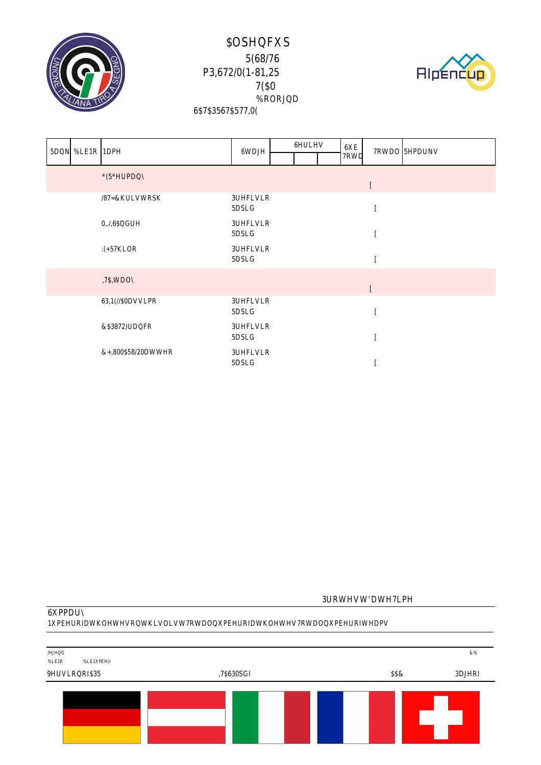# $OSHQFXS

5(68/76

P3,672/0(1-81,25

7($0

%RORJQD

6$7$3567$577,0(

| 5DQN | %LE1R | 1DPH | 6WDJH | 6HULHV | | | 6XE 7RWD | 7RWDO | 5HPDUNV |
|---|---|---|---|---|---|---|---|---|---|
| | | *(5*HUPDQ\ | | | | | | [ | |
| | | /87=&KULVWRSK | 3UHFLVLR 5DSLG | | | | | [ | |
| | | 0,,/,6$QGUH | 3UHFLVLR 5DSLG | | | | | [ | |
| | | :(+57KLOR | 3UHFLVLR 5DSLG | | | | | [ | |
| | | ,7$,WDO\ | | | | | | [ | |
| | | 63,1(//$0DVVLPR | 3UHFLVLR 5DSLG | | | | | [ | |
| | | &$3872)UDQFR | 3UHFLVLR 5DSLG | | | | | [ | |
| | | &+,800$58/20DWWHR | 3UHFLVLR 5DSLG | | | | | [ | |

3URWHVW'DWH7LPH

6XPPDU\

1XPEHURIDWKOHWHVRQWKLVOLVW7RWDOQXPEHURIDWKOHWHV7RWDOQXPEHURIWHDPV

/HJHQG

%LE1R %LE1XPEHU

&%

9HUVLRQRI$35 ,7$630SGI $$&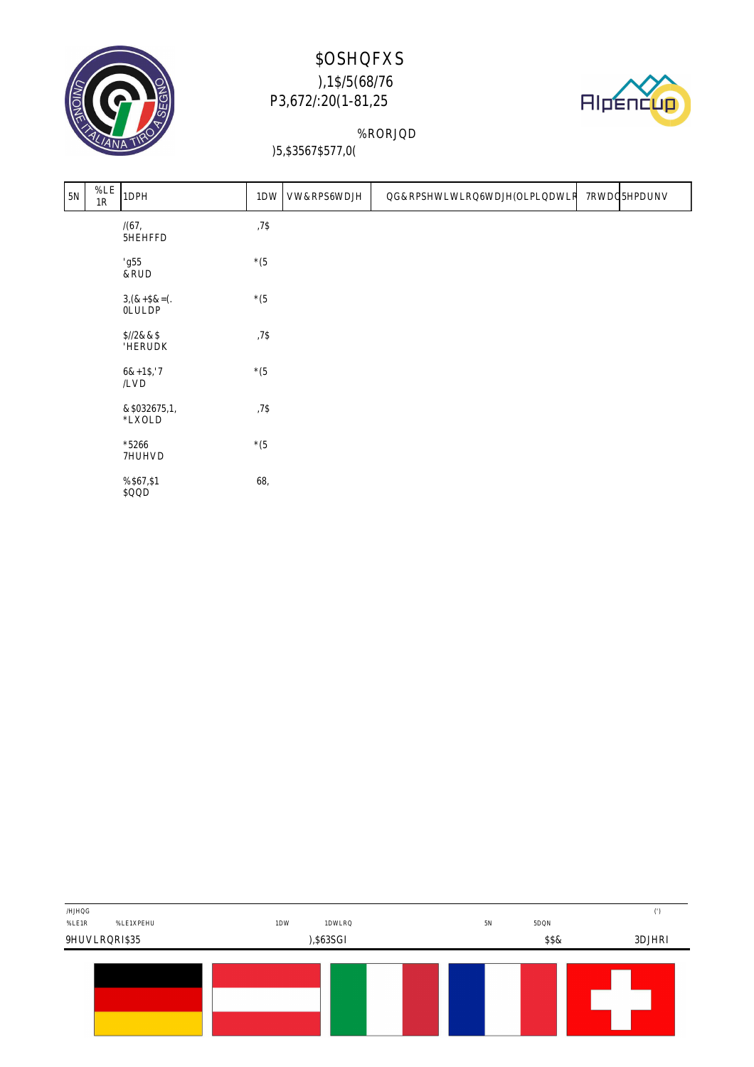# $OSHQFXS

## ),1$/(68/76

## P3,672/:20(1-81,25

%RORJQD

)5,$3567$577,0(

| 5N | %LE 1R | 1DPH | 1DW | VW&RPS6WDJH | QG&RPSHWLWLRQ6WDJH(OLPLQDWLR | 7RWDO | 5HPDUNV |
|---|---|---|---|---|---|---|---|
| | | /(67, 5HEHFFD | ,7$ | | | | |
| | | 'g55 &RUD | *(5 | | | | |
| | | 3,(&+$&=(. 0LULDP | *(5 | | | | |
| | | $//2&&$ 'HERUDK | ,7$ | | | | |
| | | 6&+1$,'7 /LVD | *(5 | | | | |
| | | &$032675,1, *LXOLD | ,7$ | | | | |
| | | *5266 7HUHVD | *(5 | | | | |
| | | %$67,$1 $QQD | 68, | | | | |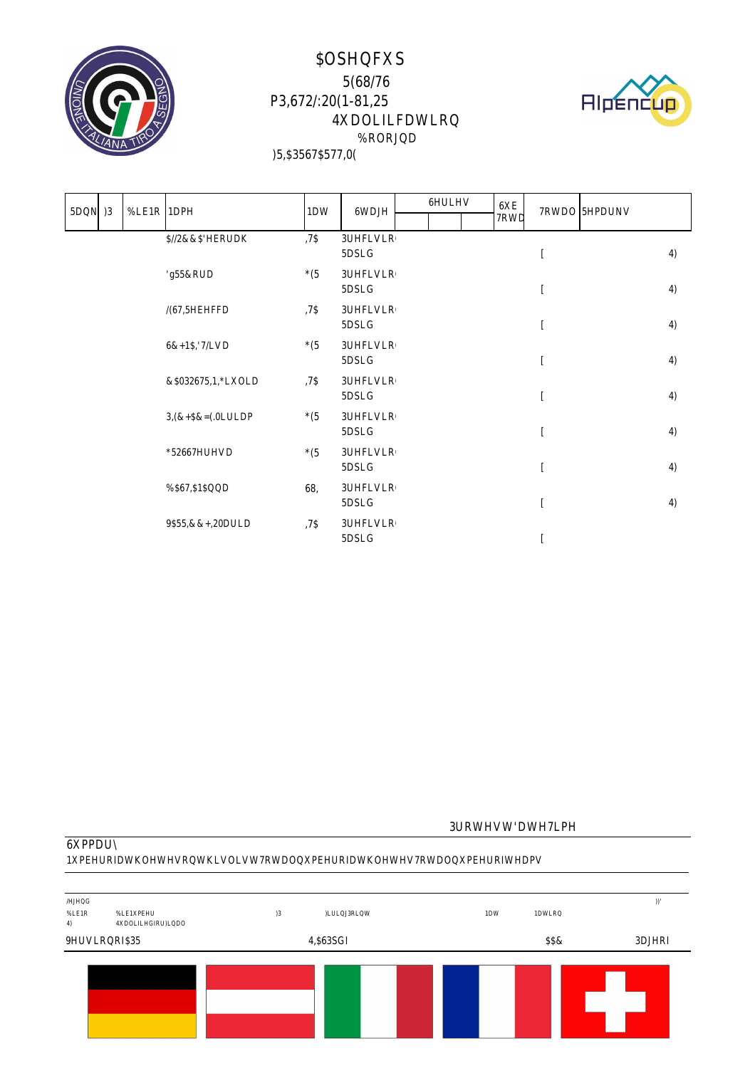# $OSHQFXS

## 5(68/76

## P3,672/:20(1-81,25

### 4XDOLILFDWLRQ

%RORJQD

)5,$3567$577,0(

| 5DQN | )3 | %LE1R | 1DPH | 1DW | 6WDJH | 6HULHV | | 6XE 7RWD | 7RWDO | 5HPDUNV |
|---|---|---|---|---|---|---|---|---|---|---|
| | | | $//2&&$'HERUDK | ,7$ | 3UHFLVLR 5DSLG | | | | [ | 4) |
| | | | 'g55&RUD | *(5 | 3UHFLVLR 5DSLG | | | | [ | 4) |
| | | | /(67,5HEHFFD | ,7$ | 3UHFLVLR 5DSLG | | | | [ | 4) |
| | | | 6&+1$,'7/LVD | *(5 | 3UHFLVLR 5DSLG | | | | [ | 4) |
| | | | &$032675,1,*LXOLD | ,7$ | 3UHFLVLR 5DSLG | | | | [ | 4) |
| | | | 3,(&+$&=(.0LULDP | *(5 | 3UHFLVLR 5DSLG | | | | [ | 4) |
| | | | *52667HUHVD | *(5 | 3UHFLVLR 5DSLG | | | | [ | 4) |
| | | | %$67,$1$QQD | 68, | 3UHFLVLR 5DSLG | | | | [ | 4) |
| | | | 9$55,&&+,20DULD | ,7$ | 3UHFLVLR 5DSLG | | | | [ | |

3URWHVW'DWH7LPH

6XPPDU\

1XPEHURIDWKOHWHVRQWKLVOLVW7RWDOQXPEHURIDWKOHWHV7RWDOQXPEHURIWHDPV

/HJHQG

| %LE1R | %LE1XPEHU | )3 | )LULQJ3RLQW | 1DW | 1DWLRQ | ))' |
|---|---|---|---|---|---|---|
| 4) | 4XDOLILHGIRU)LQDO | | | | | |

9HUVLRQRI$35 4,$63SGI $$& 3DJHRI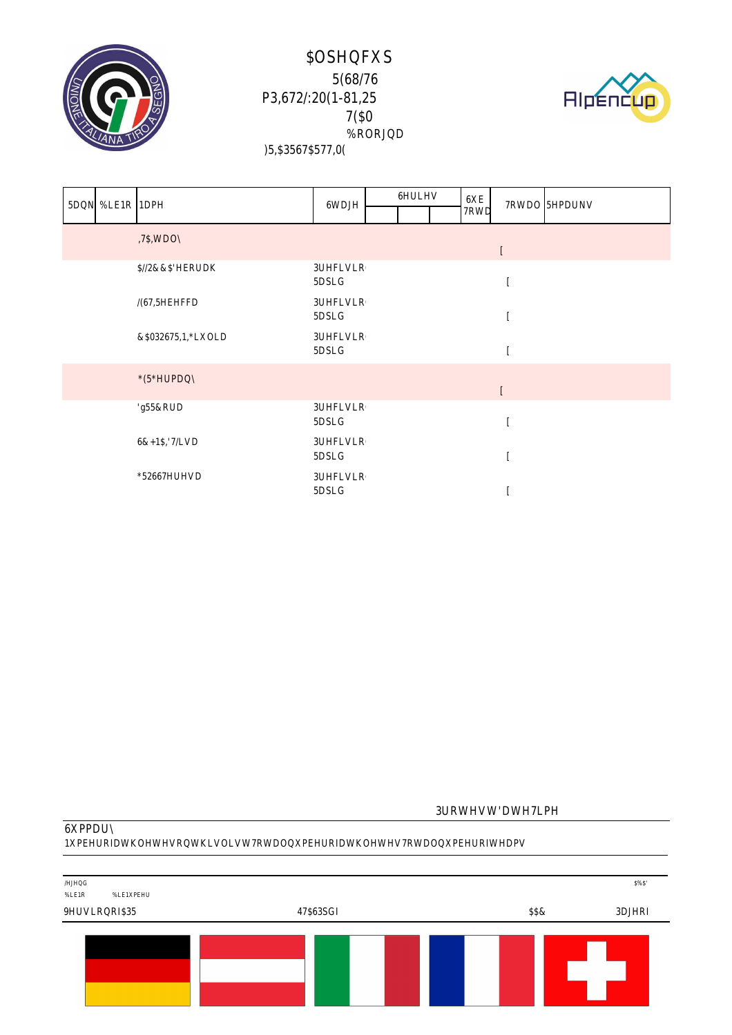# $OSHQFXS

5(68/76

P3,672/:20(1-81,25

7($0

%RORJQD

)5,$3567$577,0(

| 5DQN | %LE1R | 1DPH | 6WDJH | 6HULHV | | | 6XE 7RWD | 7RWDO | 5HPDUNV |
|---|---|---|---|---|---|---|---|---|---|
| | | | | | | | | | |
| | | ,7$,WDO\ | | | | | | [ | |
| | | $//2&&$'HERUDK | 3UHFLVLR 5DSLG | | | | | [ | |
| | | /(67,5HEHFFD | 3UHFLVLR 5DSLG | | | | | [ | |
| | | &$032675,1,*LXOLD | 3UHFLVLR 5DSLG | | | | | [ | |
| | | *(5*HUPDQ\ | | | | | | [ | |
| | | 'g55&RUD | 3UHFLVLR 5DSLG | | | | | [ | |
| | | 6&+1$,'7LVD | 3UHFLVLR 5DSLG | | | | | [ | |
| | | *52667HUHVD | 3UHFLVLR 5DSLG | | | | | [ | |

3URWHVWV'DWH7LPH

6XPPDU\

1XPEHURIDWKOHWHVRQWKLVOLVW7RWDOQXPEHURIDWKOHWHV7RWDOQXPEHURIWHDPV

/HJHQG

%LE1R %LE1XPEHU

$%$'

9HUVLRQRI$35 47$63SGI $$&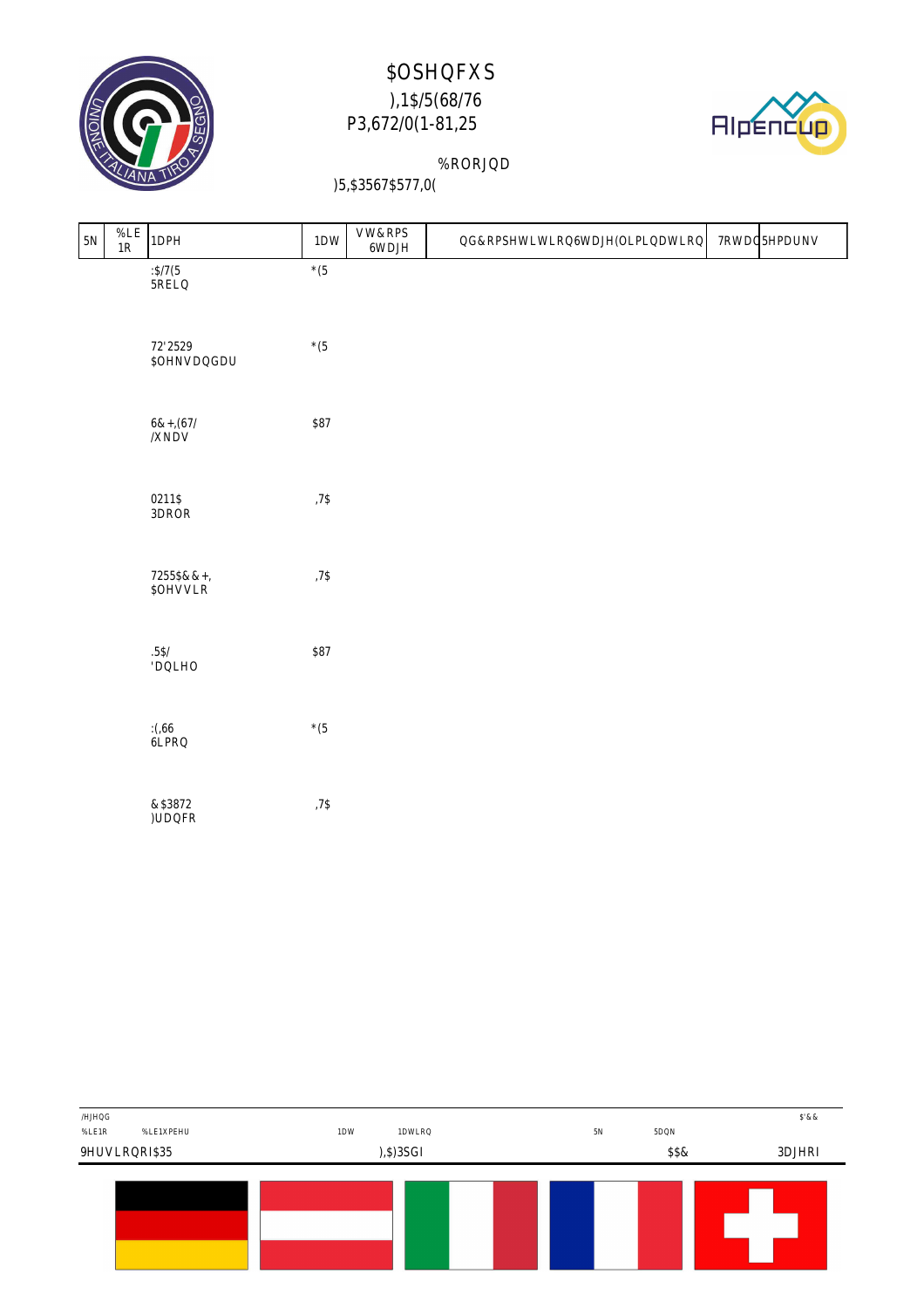# $OSHQFXS

## ),1$/(68/76
## P3,672/0(1-81,25

%RORJQD

)5,$3567$577,0(

| 5N | %LE 1R | 1DPH | 1DW | VW&RPS 6WDJH | QG&RPSHWLWLRQ6WDJH(OLPLQDWLRQ | 7RWDO | 5HPDUNV |
|---|---|---|---|---|---|---|---|
| | | :$/7(5 5RELQ | *(5 | | | | |
| | | 72'2529 $OHNVDQGDU | *(5 | | | | |
| | | 6&+,(67/ /XNDV | $87 | | | | |
| | | 0211$ 3DROR | ,7$ | | | | |
| | | 7255$&&+, $OHVVLR | ,7$ | | | | |
| | | .5$/ 'DQLHO | $87 | | | | |
| | | :(,66 6LPRQ | *(5 | | | | |
| | | &$3872 )UDQFR | ,7$ | | | | |

/HJHQG

| %LE1R | %LE1XPEHU | 1DW | 1DWLRQ | 5N | 5DQN | $'& |
|---|---|---|---|---|---|---|
| 9HUVLRQRI$35 | | ),$3SGI | | | $$& | 3DJHRI |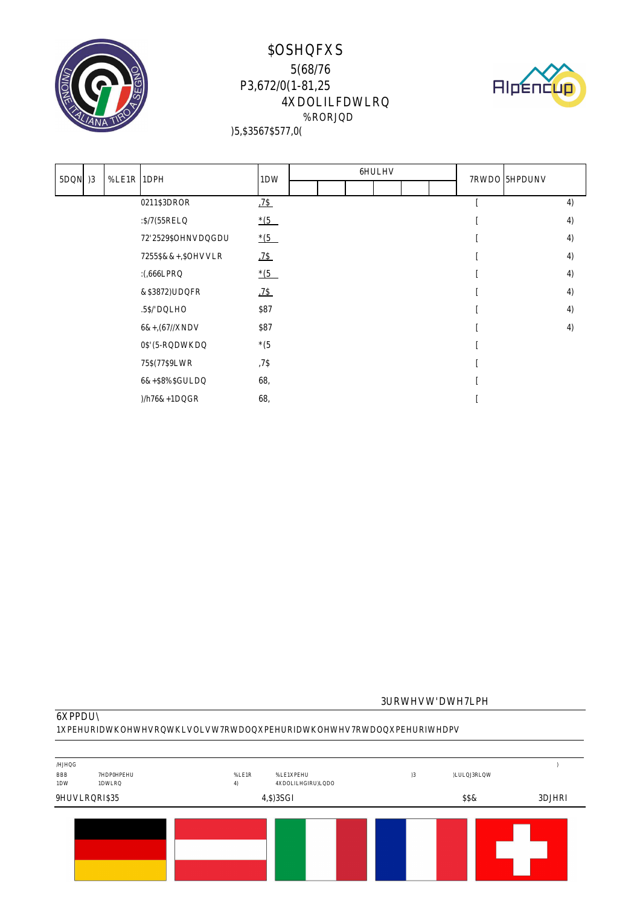# $OSHQFXS

## 5(68/76

## P3,672/0(1-81,25

### 4XDOLILFDWLRQ

%RORJQD

)5,$3567$577,0(

| 5DQN | )3 | %LE1R | 1DPH | 1DW | 6HULHV | | | | | | 7RWDO | 5HPDUNV |
|---|---|---|---|---|---|---|---|---|---|---|---|---|
| | | | | | | | | | | | | |
| | | | 0211$3DROR | ,7$ | | | | | | | [ | 4) |
| | | | :$/7(55RELQ | *(5 | | | | | | | [ | 4) |
| | | | 72'2529$OHNVDQGDU | *(5 | | | | | | | [ | 4) |
| | | | 7255$&&+,$OHVVLR | ,7$ | | | | | | | [ | 4) |
| | | | :(,666LPRQ | *(5 | | | | | | | [ | 4) |
| | | | &$3872)UDQFR | ,7$ | | | | | | | [ | 4) |
| | | | .5$/'DQLHO | $87 | | | | | | | [ | 4) |
| | | | 6&+,(67/XNDV | $87 | | | | | | | [ | 4) |
| | | | 0$'(5-RQDWKDQ | *(5 | | | | | | | [ | |
| | | | 75$(77$9LWR | ,7$ | | | | | | | [ | |
| | | | 6&+$8%$GULDQ | 68, | | | | | | | [ | |
| | | | )/h76&+1DQGR | 68, | | | | | | | [ | |

3URWHVW'DWH7LPH

6XPPDU\

1XPEHURIDWKOHWHVRQWKLVOLVW7RWDOQXPEHURIDWKOHWHV7RWDOQXPEHURIWHDPV

/HJHQG

| BBB | 7HDP0HPEHU | %LE1R | %LE1XPEHU | )3 | )LULQJ3RLQW | ) |
|---|---|---|---|---|---|---|
| 1DW | 1DWLRQ | 4) | 4XDOLILHGIRU)LQDO | | | |

9HUVLRQRI$35 | 4,$)3SGI | $$& | 3DJHRI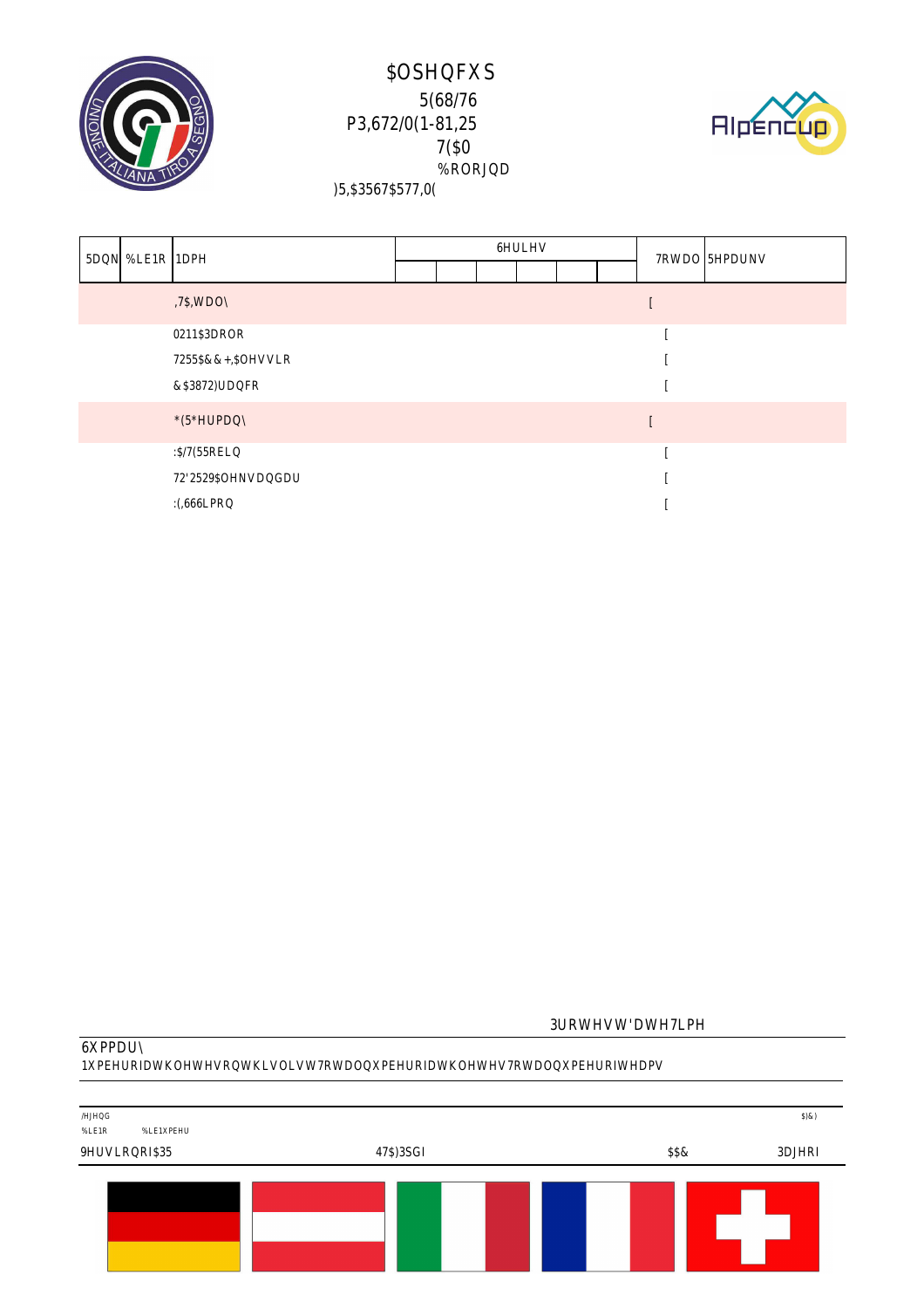# $OSHQFXS

5(68/76

P3,672/0(1-81,25

7($0

%RORJQD

)5,$3567$577,0(

| 5DQN | %LE1R | 1DPH | 6HULHV | | | | | | 7RWDO | 5HPDUNV |
|---|---|---|---|---|---|---|---|---|---|---|
| | | | | | | | | | | |
| | | ,7$,WDO\ | | | | | | | [ | |
| | | 0211$3DROR | | | | | | | [ | |
| | | 7255$&+,$OHVVLR | | | | | | | [ | |
| | | &$3872)UDQFR | | | | | | | [ | |
| | | *(5*HUPDQ\ | | | | | | | [ | |
| | | :$7(55RELQ | | | | | | | [ | |
| | | 72'2529$OHNVDQGDU | | | | | | | [ | |
| | | :(,66LPRQ | | | | | | | [ | |

3URWHVW'DWH7LPH

6XPPDU\

1XPEHURIDWKOHWHVRQWKLVOLVW7RWDOQXPEHURIDWKOHWHV7RWDOQXPEHURIWHDPV

/HJHQG
%LE1R %LE1XPEHU

$)&

9HUVLRQRI$35 47$)3SGI $$& 3DJHRI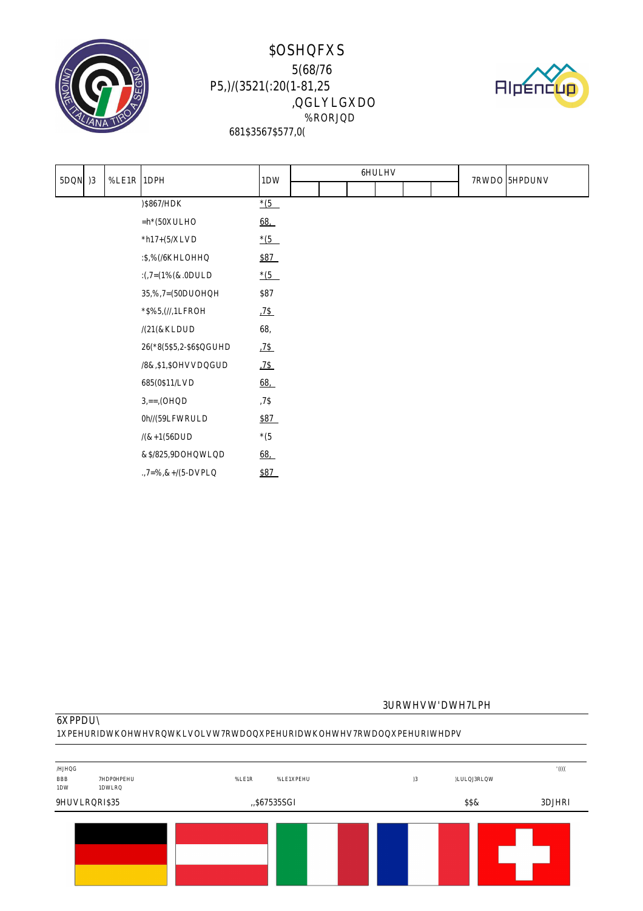# $OSHQFXS

## 5(68/76

P5,)/(3521(:20(1-81,25

,QGLYLGXDO

%RORJQD

681$3567$577,0(

| 5DQN | )3 | %LE1R | 1DPH | 1DW | 6HULHV | | | | | | 7RWDO | 5HPDUNV |
|---|---|---|---|---|---|---|---|---|---|---|---|---|
| | | | | | | | | | | | | |
| | | | )$867/HDK | *(5 | | | | | | | | |
| | | | =h*(50XULHO | 68, | | | | | | | | |
| | | | *h17+(5/XLVD | *(5 | | | | | | | | |
| | | | :$,%(/6KHLOHHQ | $87 | | | | | | | | |
| | | | :(,7=(1%(&.0DULD | *(5 | | | | | | | | |
| | | | 35,%,7=(50DUOHQH | $87 | | | | | | | | |
| | | | *$%5,(//,1LFROH | ,7$ | | | | | | | | |
| | | | /(21(&KLDUD | 68, | | | | | | | | |
| | | | 26(*8(5$5,2-6$$QGUHD | ,7$ | | | | | | | | |
| | | | /8&,$1,$OHVVDQGUD | ,7$ | | | | | | | | |
| | | | 685(0$11/LVD | 68, | | | | | | | | |
| | | | 3,==,(OHQD | ,7$ | | | | | | | | |
| | | | 0h//(59LFWRULD | $87 | | | | | | | | |
| | | | /(&+1(56DUD | *(5 | | | | | | | | |
| | | | &$/825,9DOHQWLQD | 68, | | | | | | | | |
| | | | .,7=%,&+/(5-DVPLQ | $87 | | | | | | | | |

3URWHVW'DWH7LPH

6XPPDU\

1XPEHURIDWKOHWHVRQWKLVOLVW7RWDOQXPEHURIDWKOHWHV7RWDOQXPEHURIWHDPV

/HJHQG

'(((

BBB 7HDP0HPEHU %LE1R %LE1XPEHU )3 )LULQJ3RLQW

1DW 1DWLRQ

9HUVLRQRI$35 ,,$67535SGI $$& 3DJHRI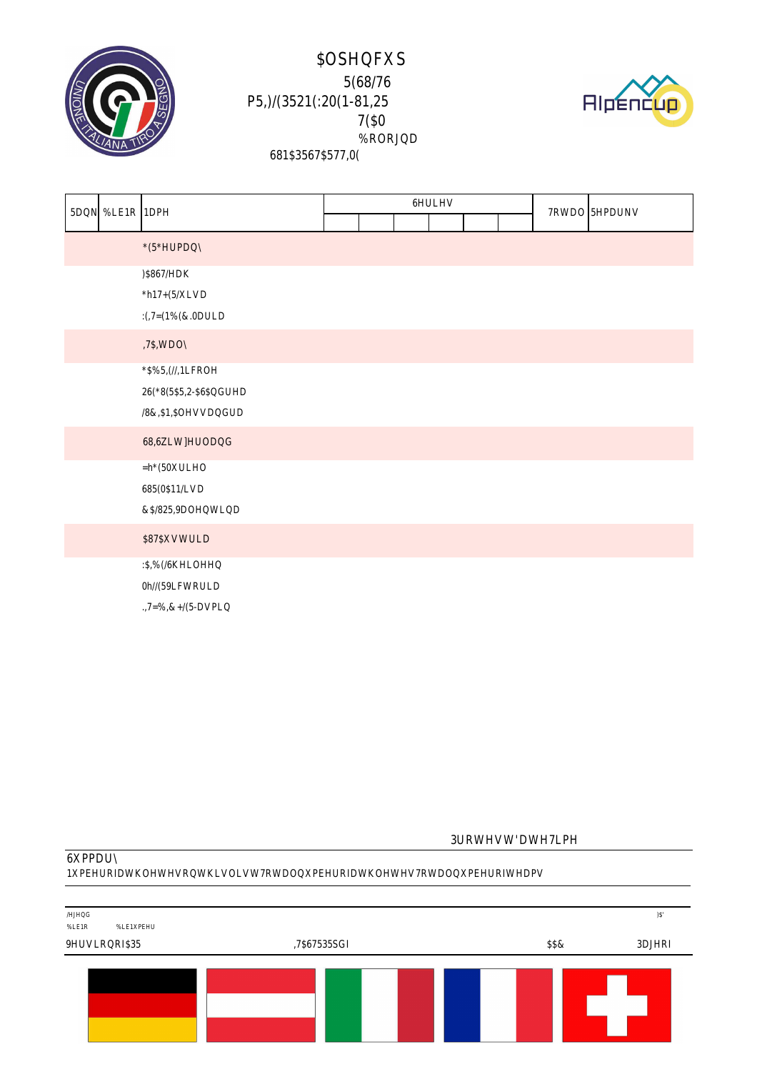# $OSHQFXS

## 5(68/76

### P5,)/(3521(:20(1-81,25

7($0

%RORJQD

681$3567$577,0(

| 5DQN | %LE1R | 1DPH | 6HULHV | | | | | | 7RWDO | 5HPDUNV |
|---|---|---|---|---|---|---|---|---|---|---|
| | | | | | | | | | | |
| | | *(5*HUPDQ\ | | | | | | | | |
| | | )$867/HDK | | | | | | | | |
| | | *h17+(5/XLVD | | | | | | | | |
| | | :(,7=(1%(&.0DULD | | | | | | | | |
| | | ,7$,WDO\ | | | | | | | | |
| | | *$%5,(//,1LFROH | | | | | | | | |
| | | 26(*8(5$5,2-6$QGUHD | | | | | | | | |
| | | /8&,$1,$OHVVDQGUD | | | | | | | | |
| | | 68,6ZLW]HUODQG | | | | | | | | |
| | | =h*(50XULHO | | | | | | | | |
| | | 685(0$11/LVD | | | | | | | | |
| | | &$/825,9DOHQWLQD | | | | | | | | |
| | | $87$XVWULD | | | | | | | | |
| | | :$,%(/6KHLOHHQ | | | | | | | | |
| | | 0h//(59LFWRULD | | | | | | | | |
| | | .,7=%,&+/(5-DVPLQ | | | | | | | | |

3URWHVW'DWH7LPH

6XPPDU\

1XPEHURIDWKOHWHVRQWKLVOLVW7RWDOQXPEHURIDWKOHWHV7RWDOQXPEHURIWHDPV

/HJHQG )$'

%LE1R %LE1XPEHU

9HUVLRQRI$35 ,7$67535SGI $$& 3DJHRI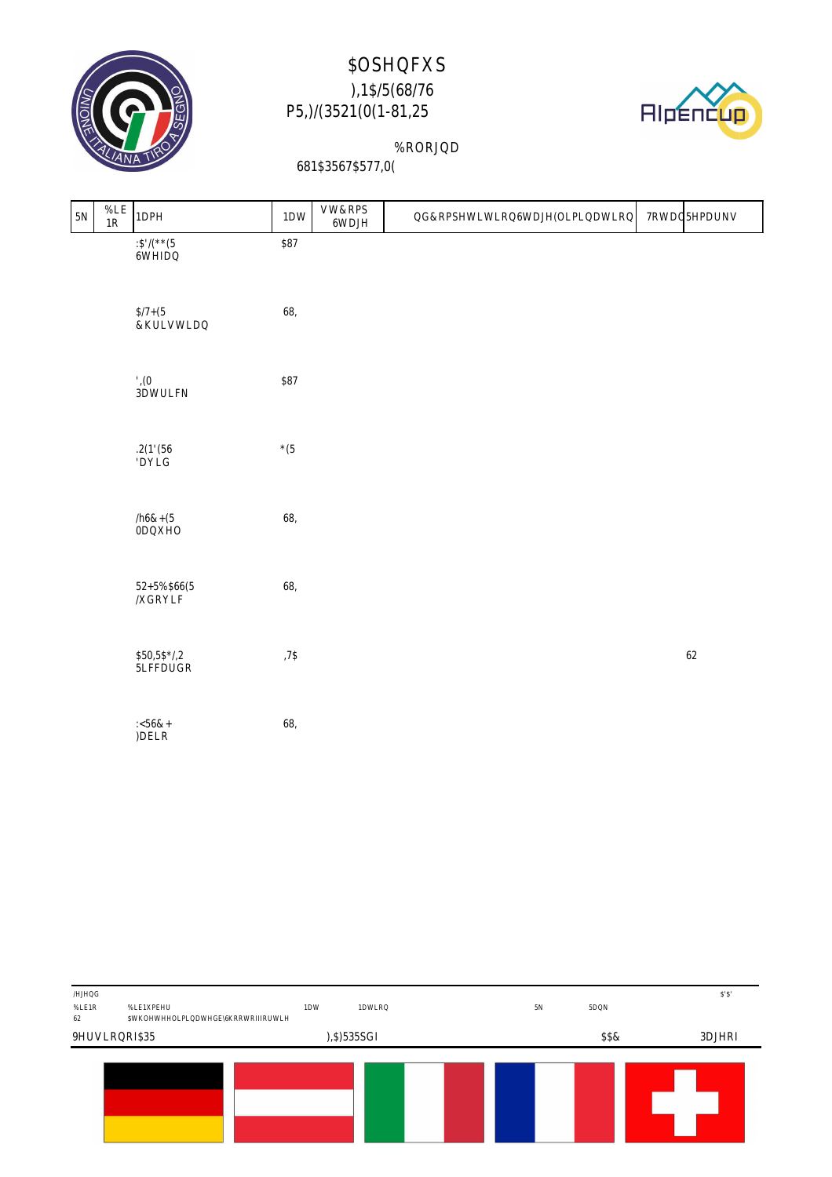# $OSHQFXS

## ),1$/(68/76

## P5,)/(3521(0(1-81,25

%RORJQD

681$3567$577,0(

| 5N | %LE 1R | 1DPH | 1DW | VW&RPS 6WDJH | QG&RPSHWLWLRQ6WDJH(OLPLQDWLRQ | 7RWDO | 5HPDUNV |
|---|---|---|---|---|---|---|---|
| | | :$'/(**(5 6WHIDQ | $87 | | | | |
| | | $/7+(5 &KULVWLDQ | 68, | | | | |
| | | ',(0 3DWULFN | $87 | | | | |
| | | .2(1'(56 'DYLG | *(5 | | | | |
| | | /h6&+(5 0DQXHO | 68, | | | | |
| | | 52+5%$66(5 /XGRYLF | 68, | | | | |
| | | $50,5$*/,2 5LFFDUGR | ,7$ | | | | 62 |
| | | :<56&+ )DELR | 68, | | | | |

/HJHQG

| %LE1R | %LE1XPEHU | 1DW | 1DWLRQ | 5N | 5DQN | $'$' |
|---|---|---|---|---|---|---|
| 62 | $WKOHWHHOLPLQDWHGE\6KRRWRIIRUWLH | | | | | |

9HUVLRQRI$35 ),$)535SGI $$& 3DJHRI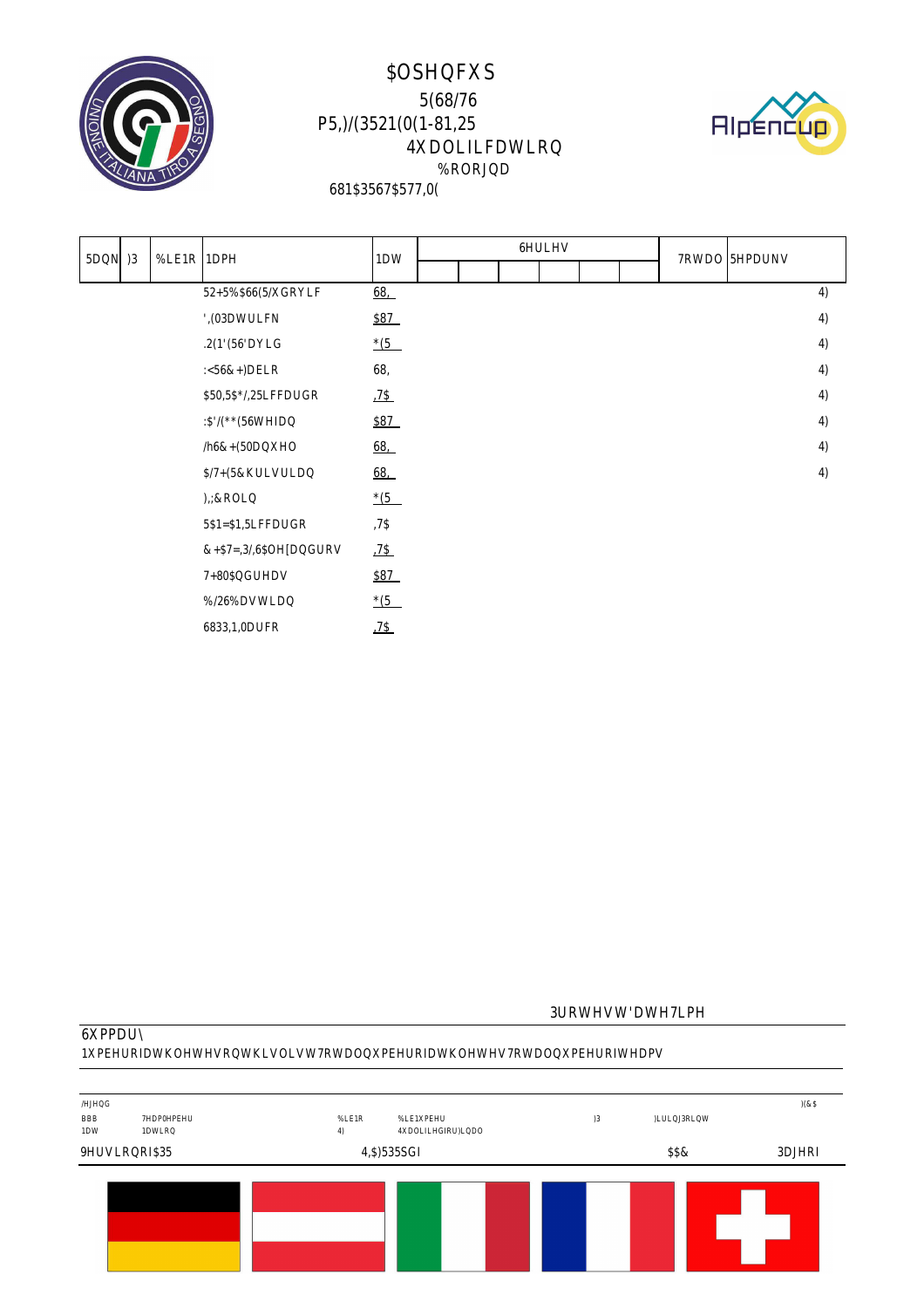# $OSHQFXS

5(68/76

P5,)/(3521(0(1-81,25

4XDOLILFDWLRQ

%RORJQD

681$3567$577,0(

| 5DQN | )3 | %LE1R | 1DPH | 1DW | 6HULHV | | | | | | 7RWDO | 5HPDUNV |
|---|---|---|---|---|---|---|---|---|---|---|---|---|
| | | | 52+5%$66(5/XGRYLF | 68, | | | | | | | | 4) |
| | | | ',(0DWULFN | $87 | | | | | | | | 4) |
| | | | .2(1'(56'DYLG | *(5 | | | | | | | | 4) |
| | | | :<56&+)DELR | 68, | | | | | | | | 4) |
| | | | $50,5$*/,25LFFDUGR | ,7$ | | | | | | | | 4) |
| | | | :$'/(**(56WHIDQ | $87 | | | | | | | | 4) |
| | | | /h6&+(50DQXHO | 68, | | | | | | | | 4) |
| | | | $/7+(5&KULVWLDQ | 68, | | | | | | | | 4) |
| | | | ),;&ROLQ | *(5 | | | | | | | | |
| | | | 5$1=$1,5LFFDUGR | ,7$ | | | | | | | | |
| | | | &+$7=,3/,6$0OH[DQGURV | ,7$ | | | | | | | | |
| | | | 7+80$QGUHDV | $87 | | | | | | | | |
| | | | %/26%DVWLDQ | *(5 | | | | | | | | |
| | | | 6833,1,0DUFR | ,7$ | | | | | | | | |

3URWHVW'DWH7LPH

6XPPDU\

1XPEHURIDWKOHWHVRQWKLVOLVW7RWDOQXPEHURIDWKOHWHV7RWDOQXPEHURIWHDPV

| /HJHQG | | | | | | )(&$ |
|---|---|---|---|---|---|---|
| BBB | 7HDP0HPEHU | %LE1R | %LE1XPEHU | )3 | )LULQJ3RLQW | |
| 1DW | 1DWLRQ | 4) | 4XDOLILHGIRU)LQDO | | | |

9HUVLRQRI$35 | 4,$)535SGI | $$& | 3DJHRI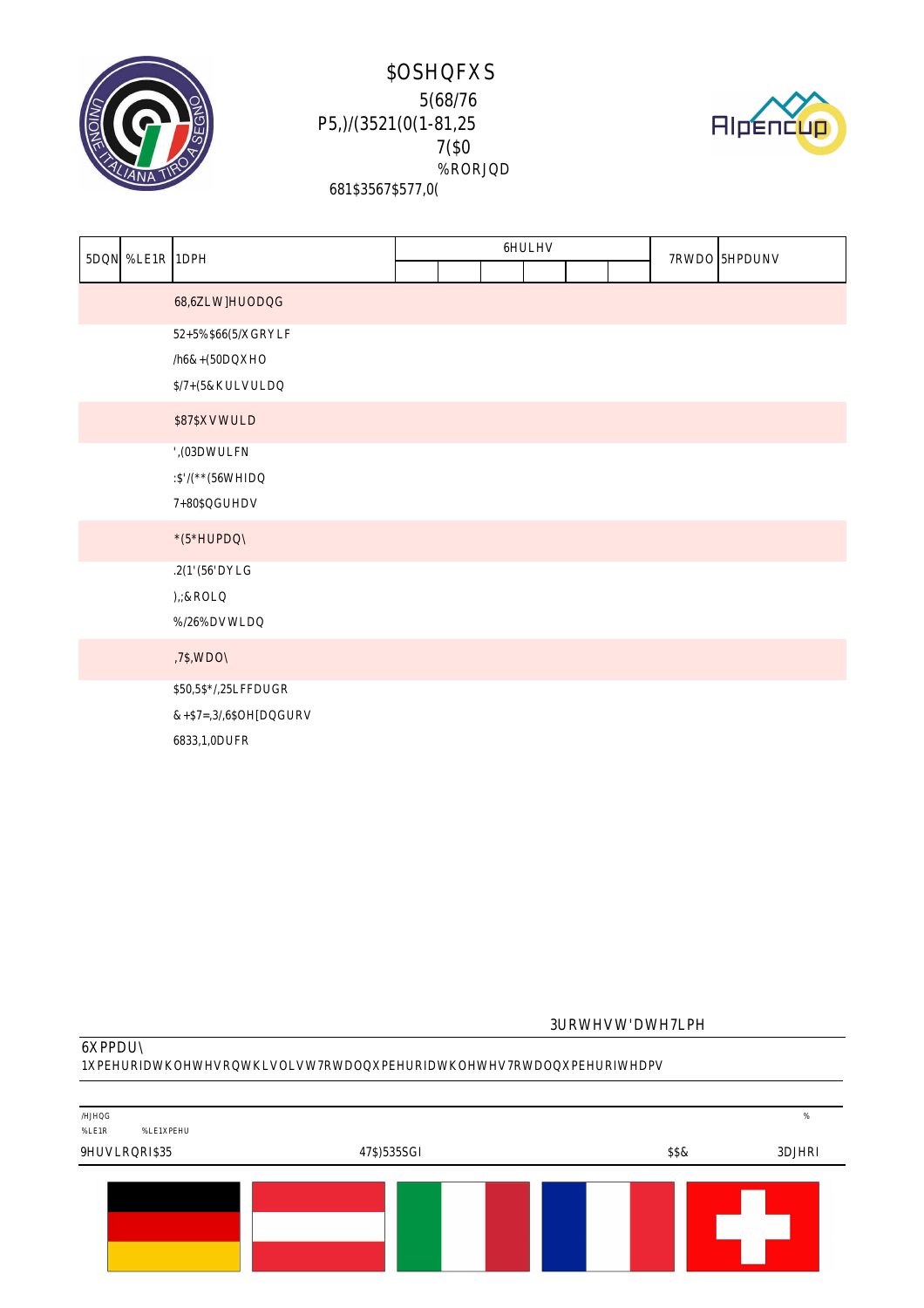# $OSHQFXS

5(68/76

P5,)/(3521(0(1-81,25

7($0

%RORJQD

681$3567$577,0(

| 5DQN | %LE1R | 1DPH | 6HULHV | | | | | | 7RWDO | 5HPDUNV |
|---|---|---|---|---|---|---|---|---|---|---|
| | | | | | | | | | | |
| | | 68,6ZLW]HUODQG | | | | | | | | |
| | | 52+5%$66(5/XGRYLF | | | | | | | | |
| | | /h6&+(50DQXHO | | | | | | | | |
| | | $/7+(5&KULVWLDQ | | | | | | | | |
| | | $87$XVWULD | | | | | | | | |
| | | ',(0DWULFN | | | | | | | | |
| | | :$'/(**(56WHIDQ | | | | | | | | |
| | | 7+80$QGUHDV | | | | | | | | |
| | | *(5*HUPDQ\ | | | | | | | | |
| | | .2(1'(56'DYLG | | | | | | | | |
| | | ),;&ROLQ | | | | | | | | |
| | | %/26%DVWLDQ | | | | | | | | |
| | | ,7$,WDO\ | | | | | | | | |
| | | $50,5$*/,25LFFDUGR | | | | | | | | |
| | | &+$7=,3/,6$OH[DQGURV | | | | | | | | |
| | | 6833,1,0DUFR | | | | | | | | |

3URWHVW'DWH7LPH

6XPPDU\

1XPEHURIDWKOHWHVRQWKLVOLVW7RWDOQXPEHURIDWKOHWHV7RWDOQXPEHURIWHDPV

/HJHQG %

%LE1R %LE1XPEHU

9HUVLRQRI$35 47$)535SGI $$& 3DJHRI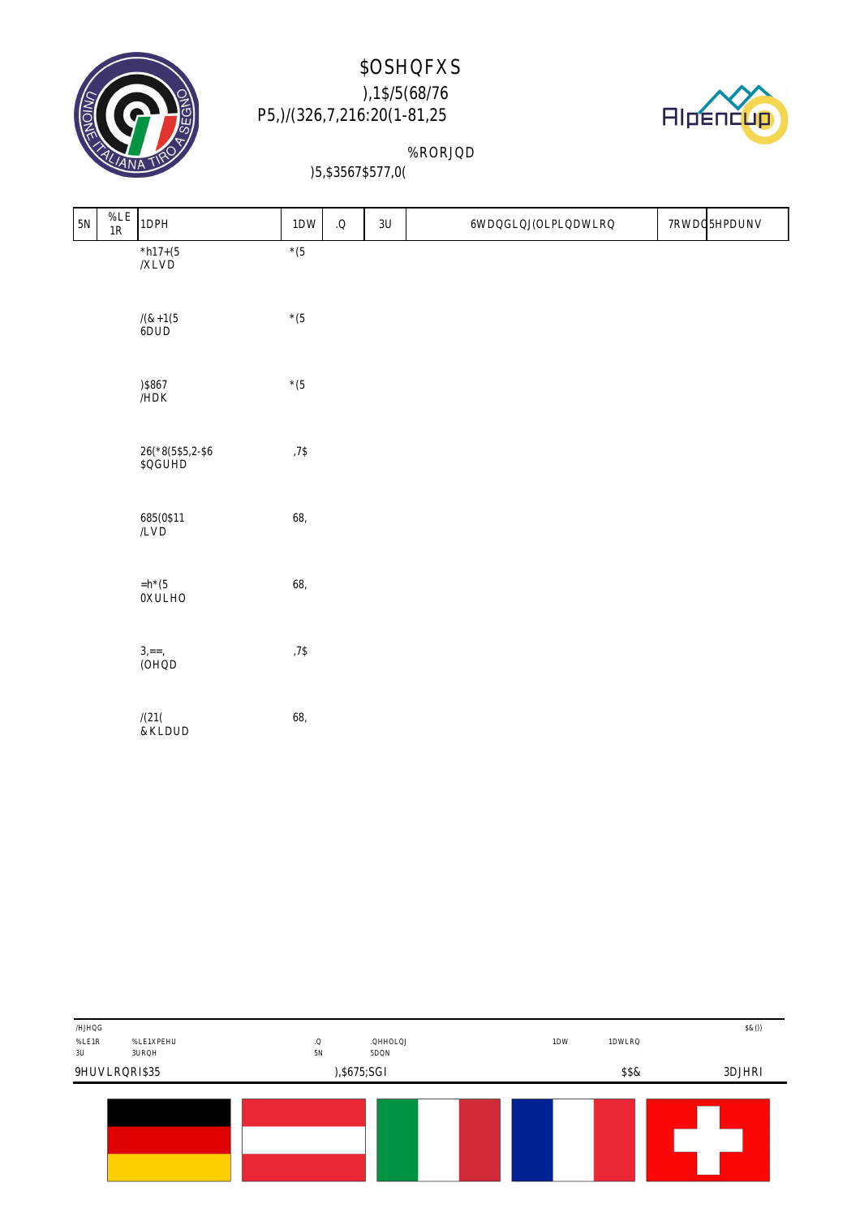# $OSHQFXS

## ),1$/(68/76
## P5,)/(326,7,216:20(1-81,25

%RORJQD

)5,$3567$577,0(

| 5N | %LE 1R | 1DPH | 1DW | .Q | 3U | 6WDQGLQJ(OLPLQDWLRQ | 7RWDO | 5HPDUNV |
|---|---|---|---|---|---|---|---|---|
| | | *h17+(5 /XLVD | *(5 | | | | | |
| | | /(&+1(5 6DUD | *(5 | | | | | |
| | | )$867 /HDK | *(5 | | | | | |
| | | 26(*8(5$5,2-$6 $QGUHD | ,7$ | | | | | |
| | | 685(0$11 /LVD | 68, | | | | | |
| | | =h*(5 0XULHO | 68, | | | | | |
| | | 3,==, (OHQD | ,7$ | | | | | |
| | | /(21( &KLDUD | 68, | | | | | |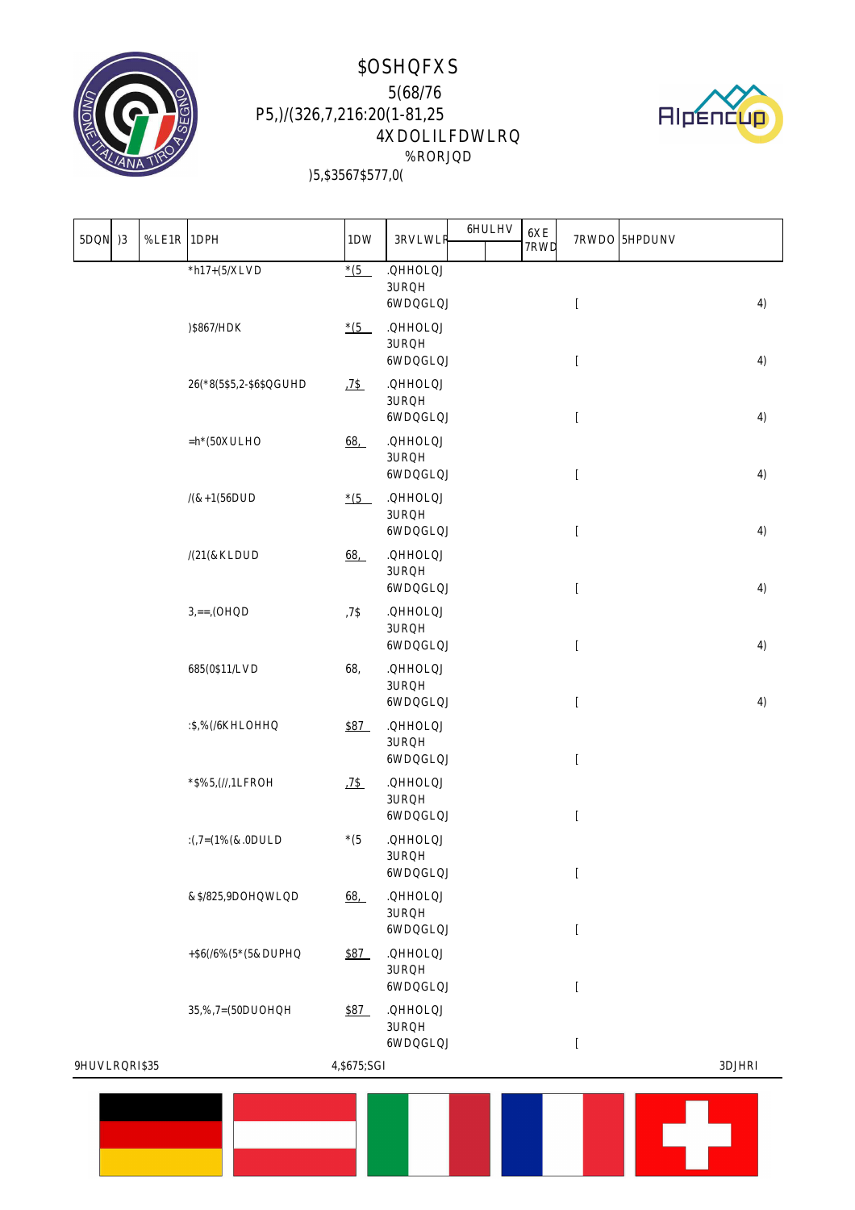# $OSHQFXS

## 5(68/76

P5,)/(326,7,216:20(1-81,25

4XDOLILFDWLRQ

%RORJQD

)5,$3567$577,0(

| 5DQN | )3 | %LE1R | 1DPH | 1DW | 3RVLWLRQ | 6HULHV | | 6XE 7RWD | 7RWDO | 5HPDUNV |
|---|---|---|---|---|---|---|---|---|---|---|
| | | | *h17+(5/XLVD | *(5 | .QHHOLQJ 3URQH 6WDQGLQJ | | | | [ | 4) |
| | | | )$867/HDK | *(5 | .QHHOLQJ 3URQH 6WDQGLQJ | | | | [ | 4) |
| | | | 26(*8(5$5,2-$6$QGUHD | ,7$ | .QHHOLQJ 3URQH 6WDQGLQJ | | | | [ | 4) |
| | | | =h*(50XULHO | 68, | .QHHOLQJ 3URQH 6WDQGLQJ | | | | [ | 4) |
| | | | /(&+1(56DUD | *(5 | .QHHOLQJ 3URQH 6WDQGLQJ | | | | [ | 4) |
| | | | /(21(&KLDUD | 68, | .QHHOLQJ 3URQH 6WDQGLQJ | | | | [ | 4) |
| | | | 3,==,(OHQD | ,7$ | .QHHOLQJ 3URQH 6WDQGLQJ | | | | [ | 4) |
| | | | 685(0$11/LVD | 68, | .QHHOLQJ 3URQH 6WDQGLQJ | | | | [ | 4) |
| | | | :$,%(/6KHLOHHQ | $87 | .QHHOLQJ 3URQH 6WDQGLQJ | | | | [ | |
| | | | *$%5,(//,1LFROH | ,7$ | .QHHOLQJ 3URQH 6WDQGLQJ | | | | [ | |
| | | | :(,7=(1%(&.0DULD | *(5 | .QHHOLQJ 3URQH 6WDQGLQJ | | | | [ | |
| | | | &$/825,9DOHQWLQD | 68, | .QHHOLQJ 3URQH 6WDQGLQJ | | | | [ | |
| | | | +$6(/6%(5*(5&DUPHQ | $87 | .QHHOLQJ 3URQH 6WDQGLQJ | | | | [ | |
| | | | 35,%,7=(50DUOHQH | $87 | .QHHOLQJ 3URQH 6WDQGLQJ | | | | [ | |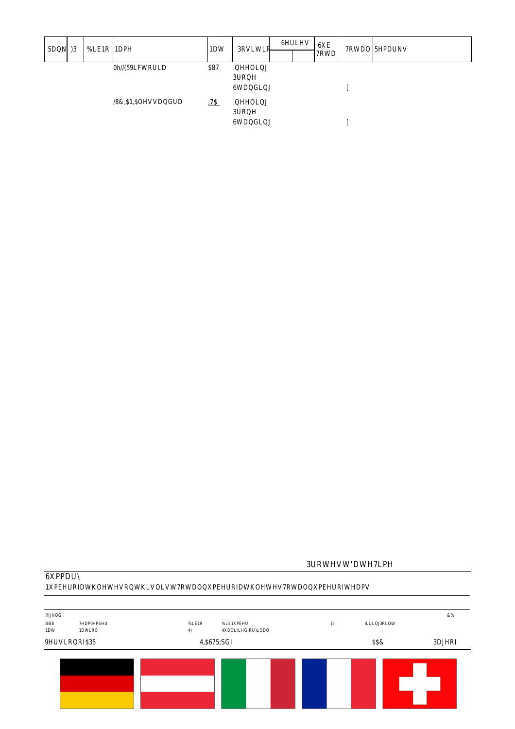| 5DQN | )3 | %LE1R | 1DPH | 1DW | 3RVLWLR | 6HULHV | | 6XE 7RWD | 7RWDO | 5HPDUNV |
|---|---|---|---|---|---|---|---|---|---|---|
| | | | 0h//(59LFWRULD | $87 | .QHHOLQJ 3URQH 6WDQGLQJ | | | | [ | |
| | | | /8&,$1,$OHVVDQGUD | ,7$ | .QHHOLQJ 3URQH 6WDQGLQJ | | | | [ | |

3URWHVW'DWH7LPH

6XPPDU\

1XPEHURIDWKOHWHVRQWKLVOLVW7RWDOQXPEHURIDWKOHWHV7RWDOQXPEHURIWHDPV

/HJHQG

| | | | | | | &% |
|---|---|---|---|---|---|---|
| BBB | 7HDP0HPEHU | %LE1R | %LE1XPEHU | )3 | )LULQJ3RLQW | |
| 1DW | 1DWLRQ | 4) | 4XDOLILHGIRU)LQDO | | | |

9HUVLRQRI$35 4,$675;SGI $$& 3DJHRI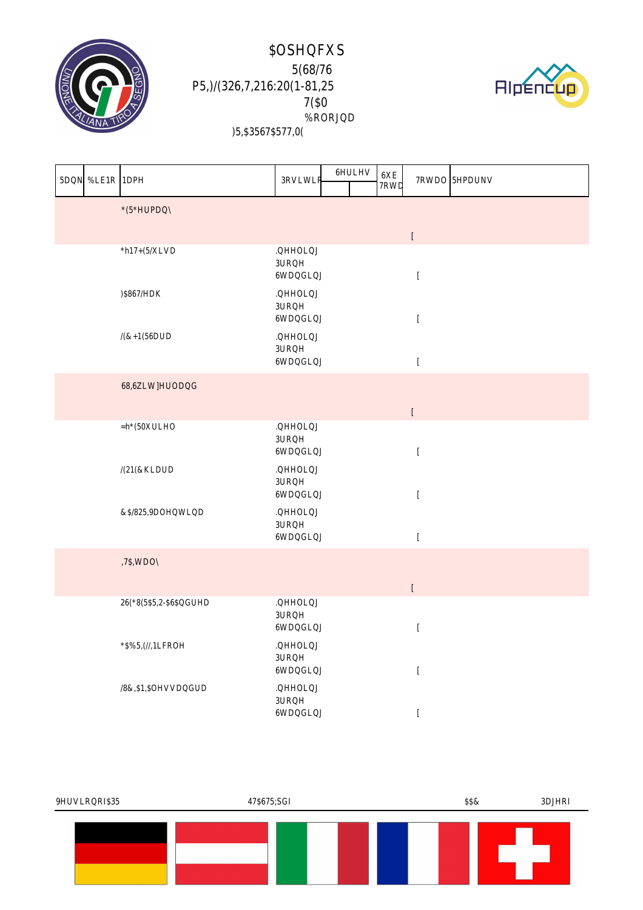# $OSHQFXS

5(68/76

P5,)/(326,7,216:20(1-81,25

7($0

%RORJQD

)5,$3567$577,0(

| 5DQN | %LE1R | 1DPH | 3RVLWLR | 6HULHV | | 6XE 7RWD | 7RWDO | 5HPDUNV |
|---|---|---|---|---|---|---|---|---|
| | | *(5*HUPDQ\ | | | | | [ | |
| | | *h17+(5/XLVD | .QHHOLQJ 3URQH 6WDQGLQJ | | | | [ | |
| | | )$867/HDK | .QHHOLQJ 3URQH 6WDQGLQJ | | | | [ | |
| | | /(&+1(56DUD | .QHHOLQJ 3URQH 6WDQGLQJ | | | | [ | |
| | | 68,6ZLW]HUODQG | | | | | [ | |
| | | =h*(50XULHO | .QHHOLQJ 3URQH 6WDQGLQJ | | | | [ | |
| | | /(21(&KLDUD | .QHHOLQJ 3URQH 6WDQGLQJ | | | | [ | |
| | | &$/825,9DOHQWLQD | .QHHOLQJ 3URQH 6WDQGLQJ | | | | [ | |
| | | ,7$,WDO\ | | | | | [ | |
| | | 26(*8(5$5,2-$6$QGUHD | .QHHOLQJ 3URQH 6WDQGLQJ | | | | [ | |
| | | *$%5,(//,1LFROH | .QHHOLQJ 3URQH 6WDQGLQJ | | | | [ | |
| | | /8&,$1,$OHVVDQGUD | .QHHOLQJ 3URQH 6WDQGLQJ | | | | [ | |

9HUVLRQRI$35 47$675;SGI $$& 3DJHRI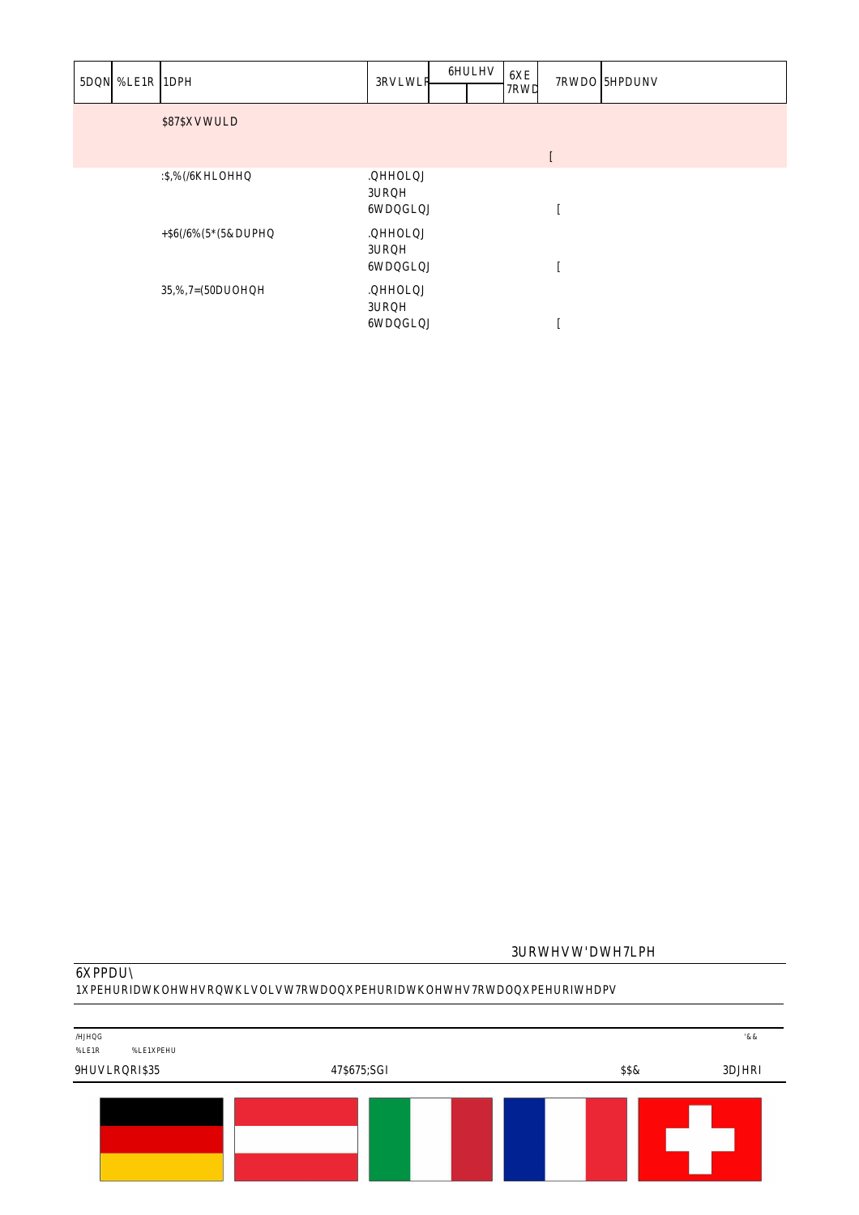| Rank | Bib No | Name | Position | Series | | Sub Total | Total | Remarks |
|---|---|---|---|---|---|---|---|---|
| | | AUT Austria | | | | | X | |
| | | WAIBEL Sheileen | Kneeling<br>Prone<br>Standing | | | | X | |
| | | HASELSBERGER Carmen | Kneeling<br>Prone<br>Standing | | | | X | |
| | | PRIBITZER Marlene | Kneeling<br>Prone<br>Standing | | | | X | |

Protest Date Time

**Summary**

Number of athletes on this list Total number of athletes Total number of teams

Legend
Bib No Bib Number
DCC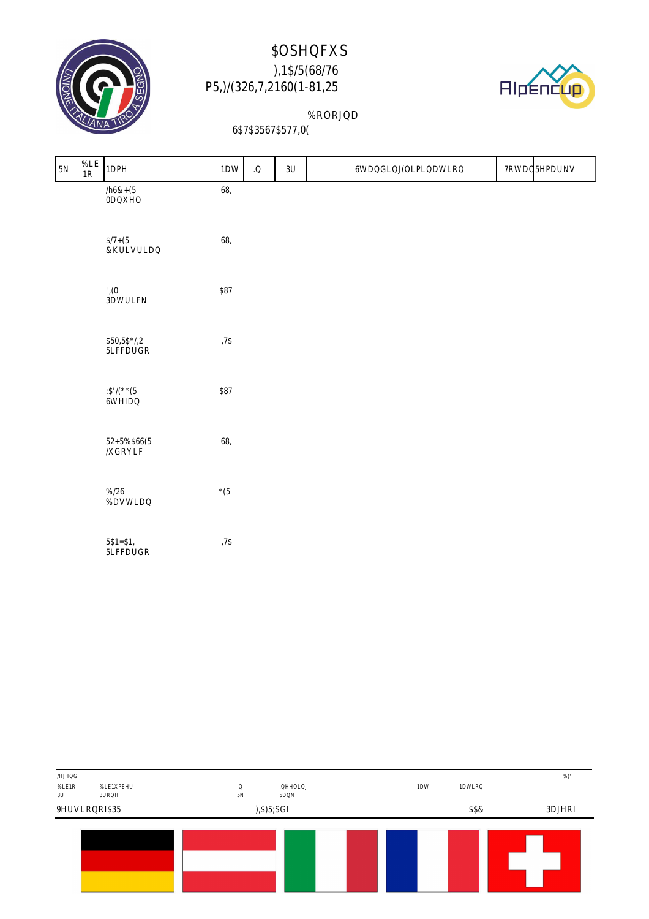# $OSHQFXS

## ),1$/(68/76
## P5,)/(326,7,2160(1-81,25

%RORJQD

6$7$3567$577,0(

| 5N | %LE 1R | 1DPH | 1DW | .Q | 3U | 6WDQGLQJ(OLPLQDWLRQ | 7RWDO 5HPDUNV |
|---|---|---|---|---|---|---|---|
| | | /h6&+(5 0DQXHO | 68, | | | | |
| | | $/7+(5 &KULVULDQ | 68, | | | | |
| | | ',(0 3DWULFN | $87 | | | | |
| | | $50,5$*/,2 5LFFDUGR | ,7$ | | | | |
| | | :$'/(**(5 6WHIDQ | $87 | | | | |
| | | 52+5%$66(5 /XGRYLF | 68, | | | | |
| | | %/26 %DVWLDQ | *(5 | | | | |
| | | 5$1=$1, 5LFFDUGR | ,7$ | | | | |

/HJHQG

| %LE1R | %LE1XPEHU | .Q | .QHHOLQJ | 1DW | 1DWLRQ | %(' |
|---|---|---|---|---|---|---|
| 3U | 3URQH | 5N | 5DQN | | | |

9HUVLRQRI$35 ),$)5;SGI $$& 3DJHRI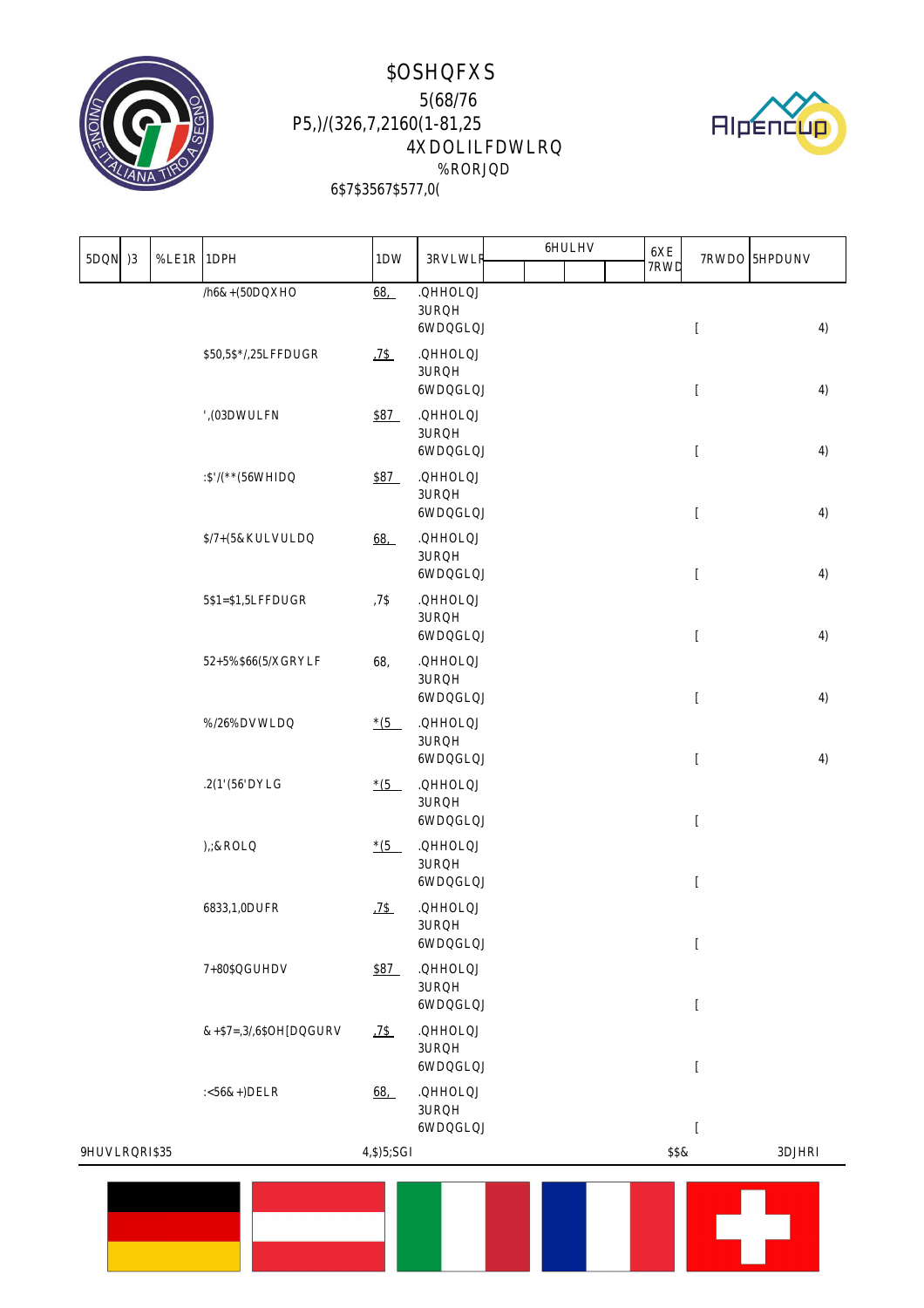# $OSHQFXS

## 5(68/76

## P5,)/(326,7,2160(1-81,25

## 4XDOLILFDWLRQ

%RORJQD

6$7$3567$577,0(

| 5DQN | )3 | %LE1R | 1DPH | 1DW | 3RVLWLRQ | 6HULHV | | | | 6XE 7RWDO | 7RWDO | 5HPDUNV |
|---|---|---|---|---|---|---|---|---|---|---|---|---|
| | | | /h6&+(50DQXHO | 68, | .QHHOLQJ 3URQH 6WDQGLQJ | | | | | | [ | 4) |
| | | | $50,5$*/,25LFFDUGR | ,7$ | .QHHOLQJ 3URQH 6WDQGLQJ | | | | | | [ | 4) |
| | | | ',(03DWULFN | $87 | .QHHOLQJ 3URQH 6WDQGLQJ | | | | | | [ | 4) |
| | | | :$'/(**(56WHIDQ | $87 | .QHHOLQJ 3URQH 6WDQGLQJ | | | | | | [ | 4) |
| | | | $/7+(5&KULVWLDQ | 68, | .QHHOLQJ 3URQH 6WDQGLQJ | | | | | | [ | 4) |
| | | | 5$1=$1,5LFFDUGR | ,7$ | .QHHOLQJ 3URQH 6WDQGLQJ | | | | | | [ | 4) |
| | | | 52+5%$66(5/XGRYLF | 68, | .QHHOLQJ 3URQH 6WDQGLQJ | | | | | | [ | 4) |
| | | | %/26%DVWLDQ | *(5 | .QHHOLQJ 3URQH 6WDQGLQJ | | | | | | [ | 4) |
| | | | .2(1'(56'DYLG | *(5 | .QHHOLQJ 3URQH 6WDQGLQJ | | | | | | [ | |
| | | | ),;&ROLQ | *(5 | .QHHOLQJ 3URQH 6WDQGLQJ | | | | | | [ | |
| | | | 6833,1,0DUFR | ,7$ | .QHHOLQJ 3URQH 6WDQGLQJ | | | | | | [ | |
| | | | 7+80$QGUHDV | $87 | .QHHOLQJ 3URQH 6WDQGLQJ | | | | | | [ | |
| | | | &+$7=,3/,6$OH[DQGURV | ,7$ | .QHHOLQJ 3URQH 6WDQGLQJ | | | | | | [ | |
| | | | :<56&+)DELR | 68, | .QHHOLQJ 3URQH 6WDQGLQJ | | | | | | [ | |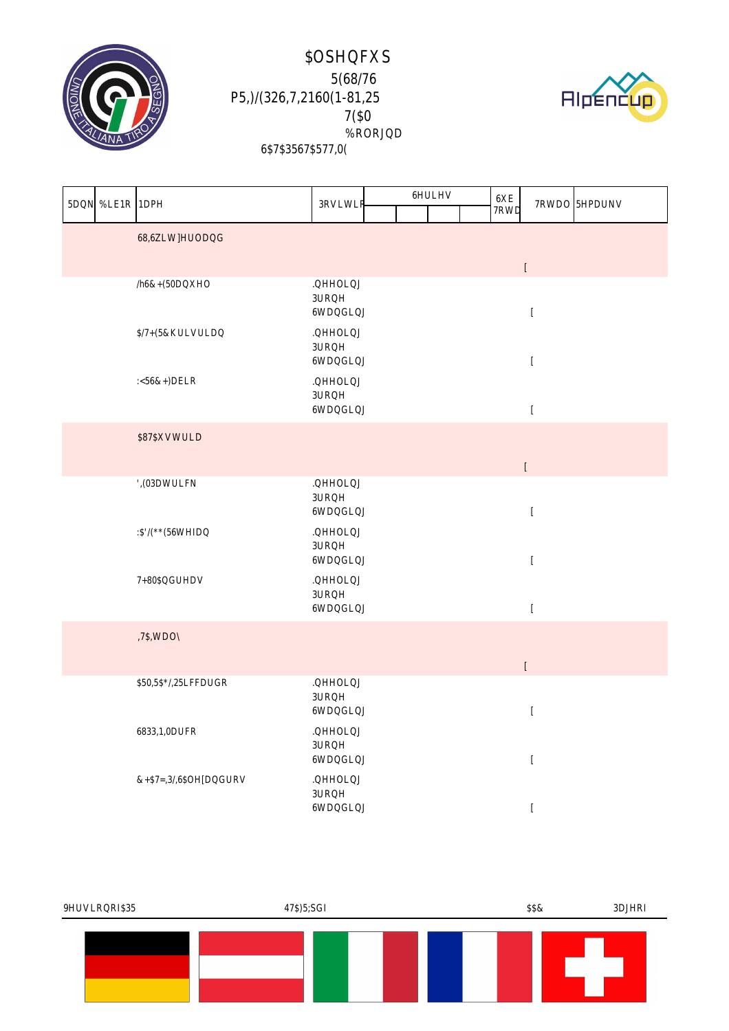# $OSHQFXS

## 5(68/76

## P5,)/(326,7,2160(1-81,25

## 7($0

## %RORJQD

6$7$3567$577,0(

| 5DQN | %LE1R | 1DPH | 3RVLWLR | 6HULHV | | | | 6XE 7RWD | 7RWDO | 5HPDUNV |
|---|---|---|---|---|---|---|---|---|---|---|
| | | 68,6ZLW]HUODQG | | | | | | | [ | |
| | | /h6&+(50DQXHO | .QHHOLQJ<br>3URQH<br>6WDQGLQJ | | | | | | [ | |
| | | $/7+(5&KULVWLDQ | .QHHOLQJ<br>3URQH<br>6WDQGLQJ | | | | | | [ | |
| | | :<56&+)DELR | .QHHOLQJ<br>3URQH<br>6WDQGLQJ | | | | | | [ | |
| | | $87$XVWULD | | | | | | | [ | |
| | | ',(03DWULFN | .QHHOLQJ<br>3URQH<br>6WDQGLQJ | | | | | | [ | |
| | | :$'/(**(56WHIDQ | .QHHOLQJ<br>3URQH<br>6WDQGLQJ | | | | | | [ | |
| | | 7+80$QGUHDV | .QHHOLQJ<br>3URQH<br>6WDQGLQJ | | | | | | [ | |
| | | ,7$,WDO\ | | | | | | | [ | |
| | | $50,5$*/,25LFFDUGR | .QHHOLQJ<br>3URQH<br>6WDQGLQJ | | | | | | [ | |
| | | 6833,1,0DUFR | .QHHOLQJ<br>3URQH<br>6WDQGLQJ | | | | | | [ | |
| | | &+$7=,3/,6$OH[DQGURV | .QHHOLQJ<br>3URQH<br>6WDQGLQJ | | | | | | [ | |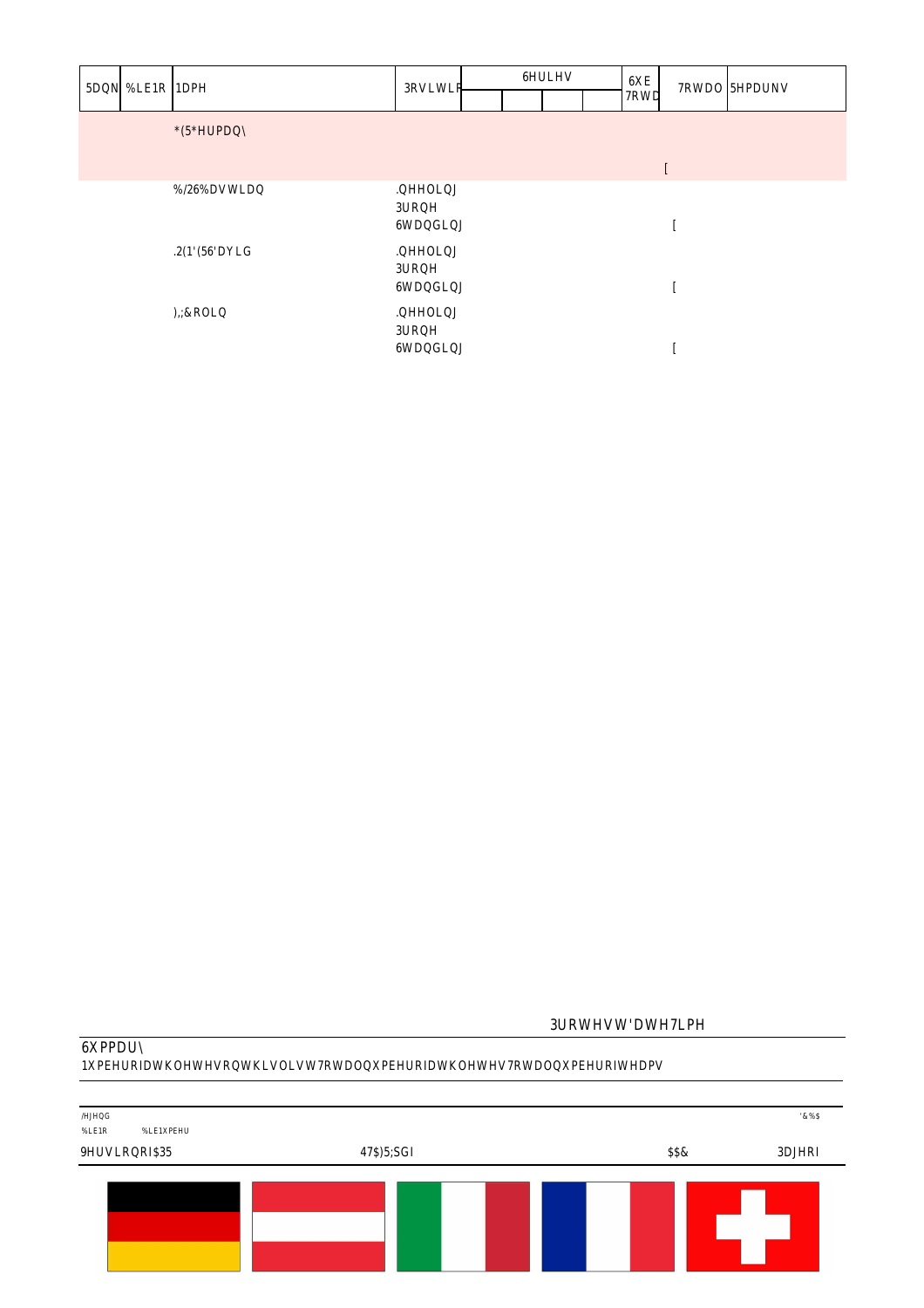| 5DQN | %LE1R | 1DPH | 3RVLWLR | 6HULHV | | | | 6XE 7RWDO | 7RWDO | 5HPDUNV |
|---|---|---|---|---|---|---|---|---|---|---|
| | | *(5*HUPDQ\ | | | | | | | [ | |
| | | %/26%DVWLDQ | .QHHOLQJ<br>3URQH<br>6WDQGLQJ | | | | | | [ | |
| | | .2(1'(56'DYLG | .QHHOLQJ<br>3URQH<br>6WDQGLQJ | | | | | | [ | |
| | | ),;&ROLQ | .QHHOLQJ<br>3URQH<br>6WDQGLQJ | | | | | | [ | |

3URWHVW'DWH7LPH

6XPPDU\

1XPEHURIDWKOHWHVRQWKLVOLVW7RWDOQXPEHURIDWKOHWHV7RWDOQXPEHURIWHDPV

/HJHQG
%LE1R %LE1XPEHU

'&%$

9HUVLRQRI$35 47$)5;SGI $$& 3DJHRI